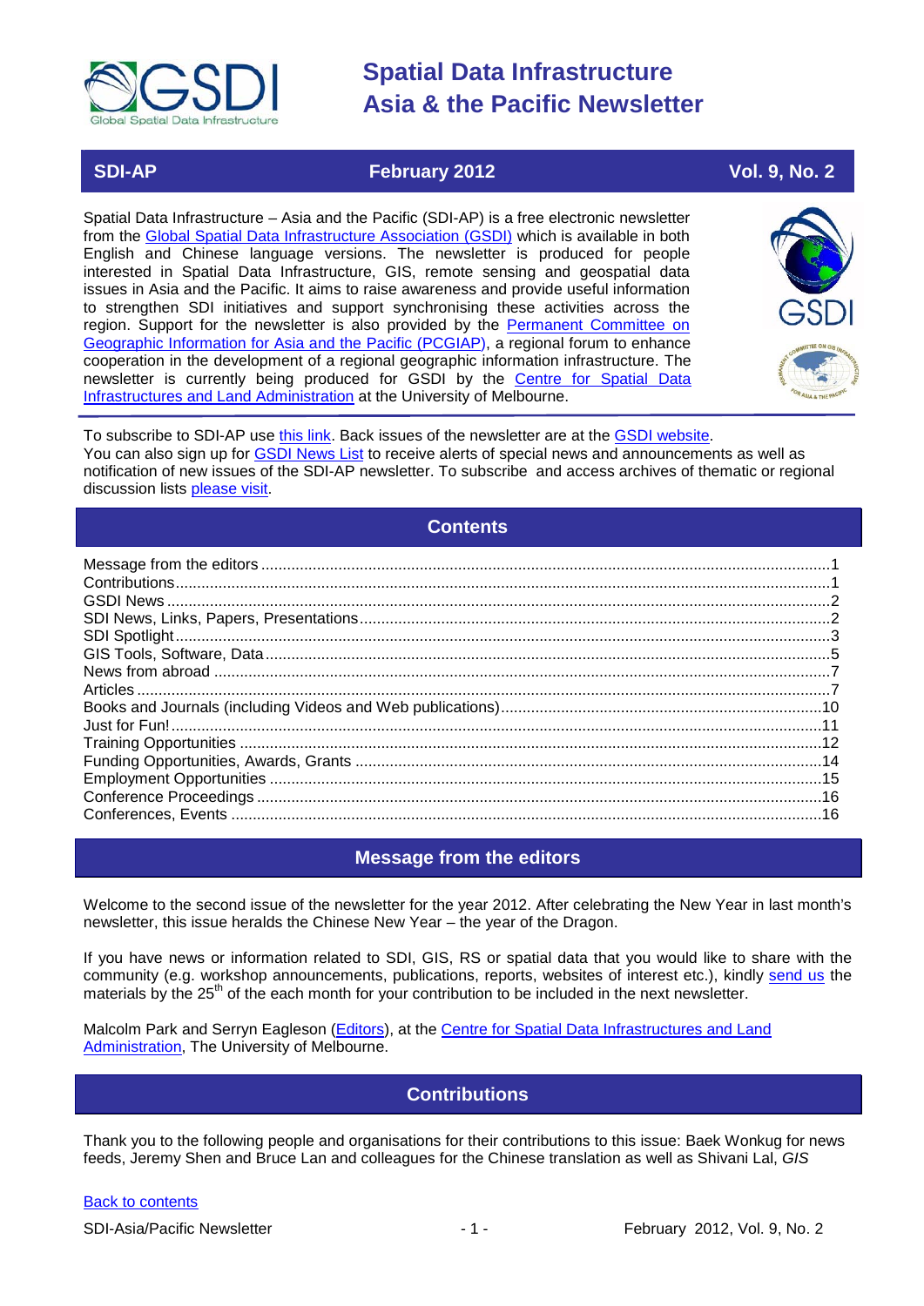# Spatial Data Infrastructure Asia & the Pacific Newsletter

**SDI-AP** | **February 2012** | **Vol. 9, No. 2**

Spatial Data Infrastructure – Asia and the Pacific (SDI-AP) is a free electronic newsletter from the [Global Spatial Data Infrastructure Association (GSDI)] which is available in both English and Chinese language versions. The newsletter is produced for people interested in Spatial Data Infrastructure, GIS, remote sensing and geospatial data issues in Asia and the Pacific. It aims to raise awareness and provide useful information to strengthen SDI initiatives and support synchronising these activities across the region. Support for the newsletter is also provided by the [Permanent Committee on Geographic Information for Asia and the Pacific (PCGIAP)], a regional forum to enhance cooperation in the development of a regional geographic information infrastructure. The newsletter is currently being produced for GSDI by the [Centre for Spatial Data Infrastructures and Land Administration] at the University of Melbourne.

To subscribe to SDI-AP use [this link]. Back issues of the newsletter are at the [GSDI website].
You can also sign up for [GSDI News List] to receive alerts of special news and announcements as well as notification of new issues of the SDI-AP newsletter. To subscribe and access archives of thematic or regional discussion lists [please visit].

## Contents

- Message from the editors ........ 1
- Contributions ........ 1
- GSDI News ........ 2
- SDI News, Links, Papers, Presentations ........ 2
- SDI Spotlight ........ 3
- GIS Tools, Software, Data ........ 5
- News from abroad ........ 7
- Articles ........ 7
- Books and Journals (including Videos and Web publications) ........ 10
- Just for Fun! ........ 11
- Training Opportunities ........ 12
- Funding Opportunities, Awards, Grants ........ 14
- Employment Opportunities ........ 15
- Conference Proceedings ........ 16
- Conferences, Events ........ 16

## Message from the editors

Welcome to the second issue of the newsletter for the year 2012. After celebrating the New Year in last month's newsletter, this issue heralds the Chinese New Year – the year of the Dragon.

If you have news or information related to SDI, GIS, RS or spatial data that you would like to share with the community (e.g. workshop announcements, publications, reports, websites of interest etc.), kindly [send us] the materials by the 25th of the each month for your contribution to be included in the next newsletter.

Malcolm Park and Serryn Eagleson ([Editors]), at the [Centre for Spatial Data Infrastructures and Land Administration], The University of Melbourne.

## Contributions

Thank you to the following people and organisations for their contributions to this issue: Baek Wonkug for news feeds, Jeremy Shen and Bruce Lan and colleagues for the Chinese translation as well as Shivani Lal, *GIS*

[Back to contents]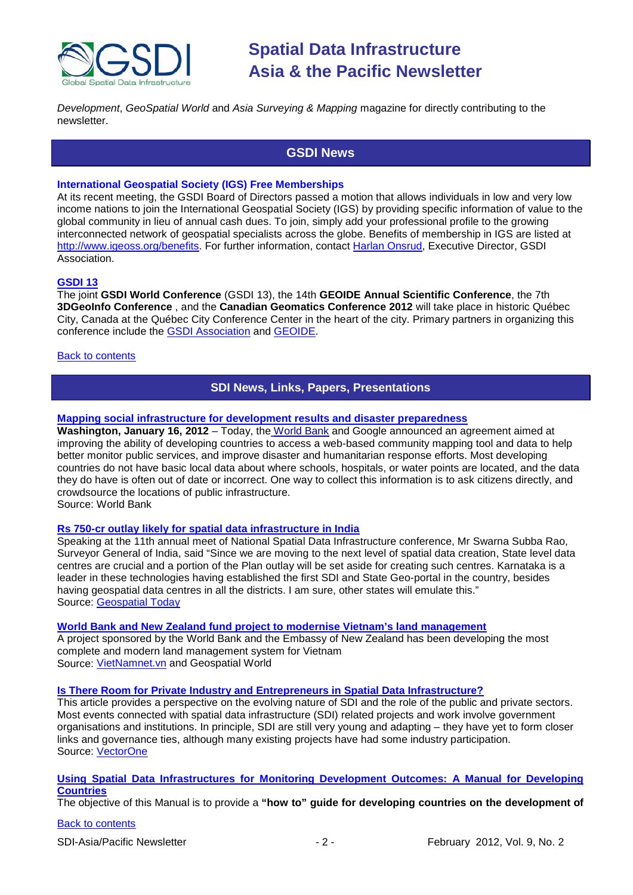*Development*, *GeoSpatial World* and *Asia Surveying & Mapping* magazine for directly contributing to the newsletter.

## GSDI News

### International Geospatial Society (IGS) Free Memberships

At its recent meeting, the GSDI Board of Directors passed a motion that allows individuals in low and very low income nations to join the International Geospatial Society (IGS) by providing specific information of value to the global community in lieu of annual cash dues. To join, simply add your professional profile to the growing interconnected network of geospatial specialists across the globe. Benefits of membership in IGS are listed at http://www.igeoss.org/benefits. For further information, contact Harlan Onsrud, Executive Director, GSDI Association.

### GSDI 13

The joint **GSDI World Conference** (GSDI 13), the 14th **GEOIDE Annual Scientific Conference**, the 7th **3DGeoInfo Conference** , and the **Canadian Geomatics Conference 2012** will take place in historic Québec City, Canada at the Québec City Conference Center in the heart of the city. Primary partners in organizing this conference include the GSDI Association and GEOIDE.

Back to contents

## SDI News, Links, Papers, Presentations

### Mapping social infrastructure for development results and disaster preparedness

**Washington, January 16, 2012** – Today, the World Bank and Google announced an agreement aimed at improving the ability of developing countries to access a web-based community mapping tool and data to help better monitor public services, and improve disaster and humanitarian response efforts. Most developing countries do not have basic local data about where schools, hospitals, or water points are located, and the data they do have is often out of date or incorrect. One way to collect this information is to ask citizens directly, and crowdsource the locations of public infrastructure.
Source: World Bank

### Rs 750-cr outlay likely for spatial data infrastructure in India

Speaking at the 11th annual meet of National Spatial Data Infrastructure conference, Mr Swarna Subba Rao, Surveyor General of India, said "Since we are moving to the next level of spatial data creation, State level data centres are crucial and a portion of the Plan outlay will be set aside for creating such centres. Karnataka is a leader in these technologies having established the first SDI and State Geo-portal in the country, besides having geospatial data centres in all the districts. I am sure, other states will emulate this."
Source: Geospatial Today

### World Bank and New Zealand fund project to modernise Vietnam's land management

A project sponsored by the World Bank and the Embassy of New Zealand has been developing the most complete and modern land management system for Vietnam
Source: VietNamnet.vn and Geospatial World

### Is There Room for Private Industry and Entrepreneurs in Spatial Data Infrastructure?

This article provides a perspective on the evolving nature of SDI and the role of the public and private sectors. Most events connected with spatial data infrastructure (SDI) related projects and work involve government organisations and institutions. In principle, SDI are still very young and adapting – they have yet to form closer links and governance ties, although many existing projects have had some industry participation.
Source: VectorOne

### Using Spatial Data Infrastructures for Monitoring Development Outcomes: A Manual for Developing Countries

The objective of this Manual is to provide a **"how to" guide for developing countries on the development of**

Back to contents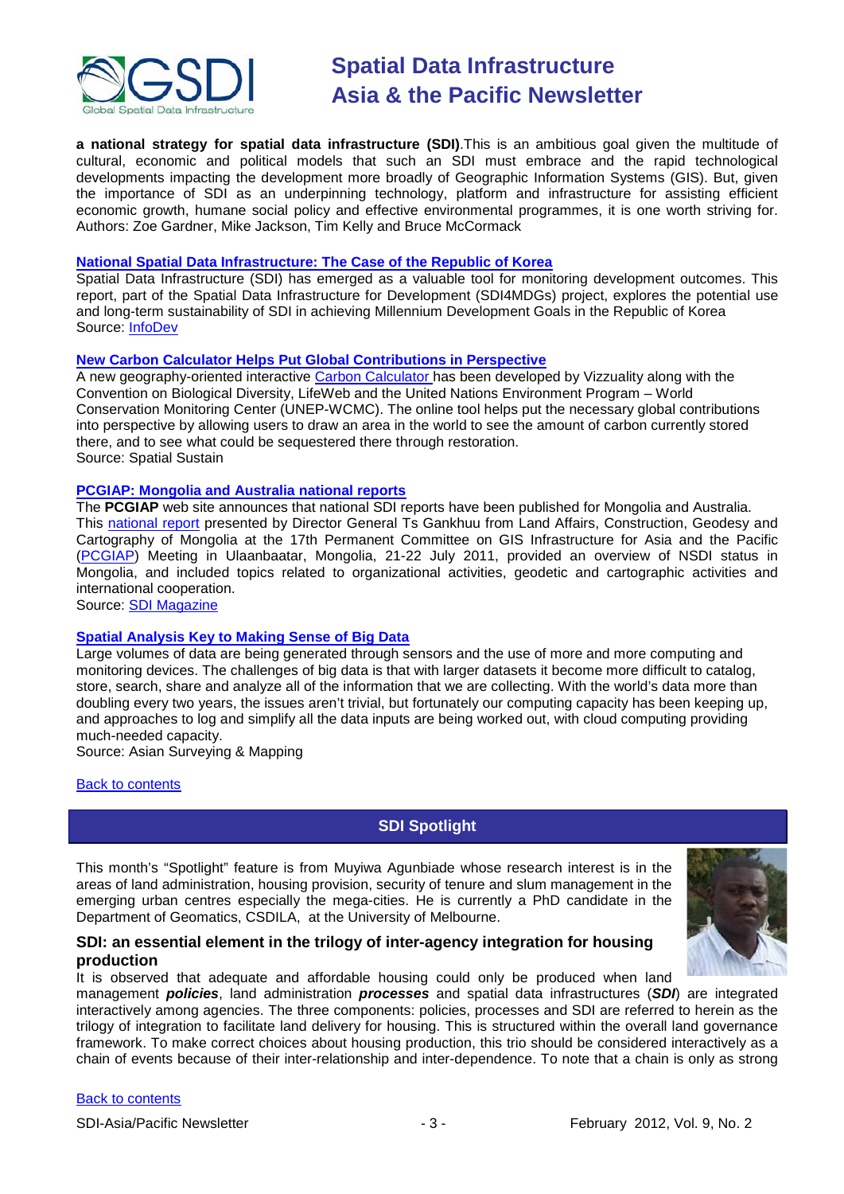**a national strategy for spatial data infrastructure (SDI)**.This is an ambitious goal given the multitude of cultural, economic and political models that such an SDI must embrace and the rapid technological developments impacting the development more broadly of Geographic Information Systems (GIS). But, given the importance of SDI as an underpinning technology, platform and infrastructure for assisting efficient economic growth, humane social policy and effective environmental programmes, it is one worth striving for. Authors: Zoe Gardner, Mike Jackson, Tim Kelly and Bruce McCormack

### National Spatial Data Infrastructure: The Case of the Republic of Korea

Spatial Data Infrastructure (SDI) has emerged as a valuable tool for monitoring development outcomes. This report, part of the Spatial Data Infrastructure for Development (SDI4MDGs) project, explores the potential use and long-term sustainability of SDI in achieving Millennium Development Goals in the Republic of Korea
Source: InfoDev

### New Carbon Calculator Helps Put Global Contributions in Perspective

A new geography-oriented interactive Carbon Calculator has been developed by Vizzuality along with the Convention on Biological Diversity, LifeWeb and the United Nations Environment Program – World Conservation Monitoring Center (UNEP-WCMC). The online tool helps put the necessary global contributions into perspective by allowing users to draw an area in the world to see the amount of carbon currently stored there, and to see what could be sequestered there through restoration.
Source: Spatial Sustain

### PCGIAP: Mongolia and Australia national reports

The **PCGIAP** web site announces that national SDI reports have been published for Mongolia and Australia. This national report presented by Director General Ts Gankhuu from Land Affairs, Construction, Geodesy and Cartography of Mongolia at the 17th Permanent Committee on GIS Infrastructure for Asia and the Pacific (PCGIAP) Meeting in Ulaanbaatar, Mongolia, 21-22 July 2011, provided an overview of NSDI status in Mongolia, and included topics related to organizational activities, geodetic and cartographic activities and international cooperation.
Source: SDI Magazine

### Spatial Analysis Key to Making Sense of Big Data

Large volumes of data are being generated through sensors and the use of more and more computing and monitoring devices. The challenges of big data is that with larger datasets it become more difficult to catalog, store, search, share and analyze all of the information that we are collecting. With the world's data more than doubling every two years, the issues aren't trivial, but fortunately our computing capacity has been keeping up, and approaches to log and simplify all the data inputs are being worked out, with cloud computing providing much-needed capacity.
Source: Asian Surveying & Mapping

Back to contents

## SDI Spotlight

This month's "Spotlight" feature is from Muyiwa Agunbiade whose research interest is in the areas of land administration, housing provision, security of tenure and slum management in the emerging urban centres especially the mega-cities. He is currently a PhD candidate in the Department of Geomatics, CSDILA, at the University of Melbourne.

### SDI: an essential element in the trilogy of inter-agency integration for housing production

It is observed that adequate and affordable housing could only be produced when land management ***policies***, land administration ***processes*** and spatial data infrastructures (***SDI***) are integrated interactively among agencies. The three components: policies, processes and SDI are referred to herein as the trilogy of integration to facilitate land delivery for housing. This is structured within the overall land governance framework. To make correct choices about housing production, this trio should be considered interactively as a chain of events because of their inter-relationship and inter-dependence. To note that a chain is only as strong

Back to contents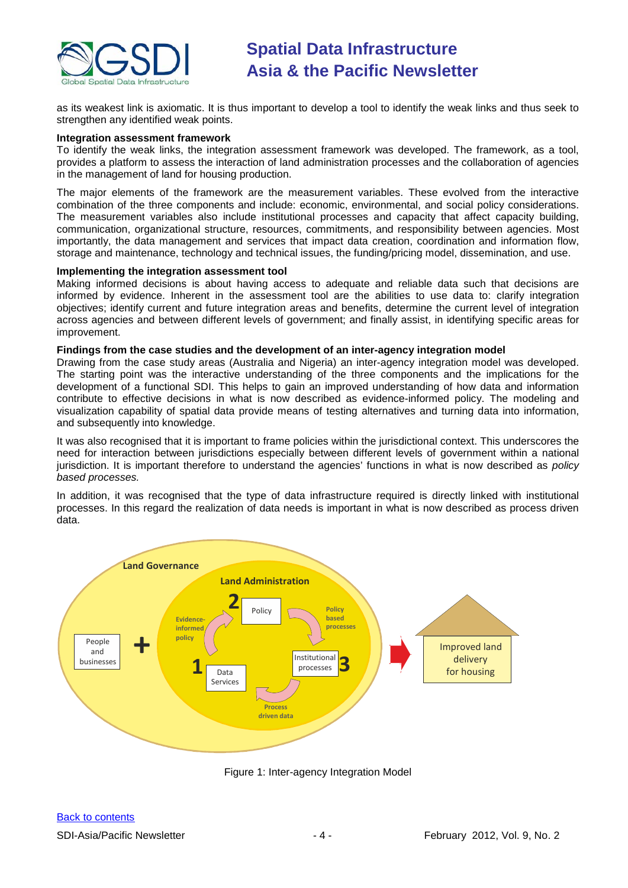as its weakest link is axiomatic. It is thus important to develop a tool to identify the weak links and thus seek to strengthen any identified weak points.

**Integration assessment framework**

To identify the weak links, the integration assessment framework was developed. The framework, as a tool, provides a platform to assess the interaction of land administration processes and the collaboration of agencies in the management of land for housing production.

The major elements of the framework are the measurement variables. These evolved from the interactive combination of the three components and include: economic, environmental, and social policy considerations. The measurement variables also include institutional processes and capacity that affect capacity building, communication, organizational structure, resources, commitments, and responsibility between agencies. Most importantly, the data management and services that impact data creation, coordination and information flow, storage and maintenance, technology and technical issues, the funding/pricing model, dissemination, and use.

**Implementing the integration assessment tool**

Making informed decisions is about having access to adequate and reliable data such that decisions are informed by evidence. Inherent in the assessment tool are the abilities to use data to: clarify integration objectives; identify current and future integration areas and benefits, determine the current level of integration across agencies and between different levels of government; and finally assist, in identifying specific areas for improvement.

**Findings from the case studies and the development of an inter-agency integration model**

Drawing from the case study areas (Australia and Nigeria) an inter-agency integration model was developed. The starting point was the interactive understanding of the three components and the implications for the development of a functional SDI. This helps to gain an improved understanding of how data and information contribute to effective decisions in what is now described as evidence-informed policy. The modeling and visualization capability of spatial data provide means of testing alternatives and turning data into information, and subsequently into knowledge.

It was also recognised that it is important to frame policies within the jurisdictional context. This underscores the need for interaction between jurisdictions especially between different levels of government within a national jurisdiction. It is important therefore to understand the agencies' functions in what is now described as *policy based processes.*

In addition, it was recognised that the type of data infrastructure required is directly linked with institutional processes. In this regard the realization of data needs is important in what is now described as process driven data.

Figure 1: Inter-agency Integration Model

[Back to contents]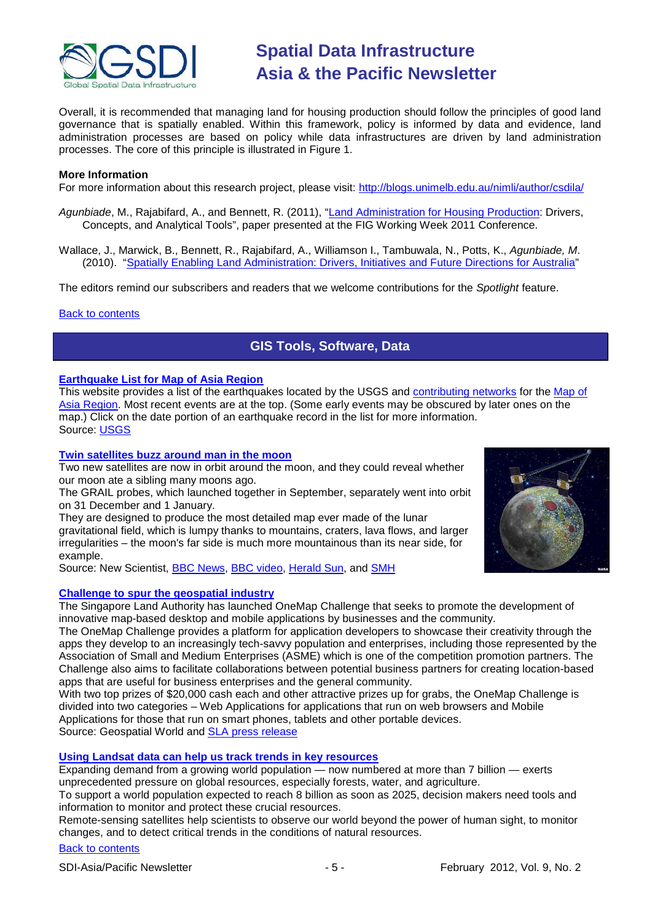Overall, it is recommended that managing land for housing production should follow the principles of good land governance that is spatially enabled. Within this framework, policy is informed by data and evidence, land administration processes are based on policy while data infrastructures are driven by land administration processes. The core of this principle is illustrated in Figure 1.

**More Information**
For more information about this research project, please visit: http://blogs.unimelb.edu.au/nimli/author/csdila/

*Agunbiade*, M., Rajabifard, A., and Bennett, R. (2011), "Land Administration for Housing Production: Drivers, Concepts, and Analytical Tools", paper presented at the FIG Working Week 2011 Conference.

Wallace, J., Marwick, B., Bennett, R., Rajabifard, A., Williamson I., Tambuwala, N., Potts, K., *Agunbiade, M*. (2010). "Spatially Enabling Land Administration: Drivers, Initiatives and Future Directions for Australia"

The editors remind our subscribers and readers that we welcome contributions for the *Spotlight* feature.

Back to contents

## GIS Tools, Software, Data

### Earthquake List for Map of Asia Region

This website provides a list of the earthquakes located by the USGS and contributing networks for the Map of Asia Region. Most recent events are at the top. (Some early events may be obscured by later ones on the map.) Click on the date portion of an earthquake record in the list for more information.
Source: USGS

### Twin satellites buzz around man in the moon

Two new satellites are now in orbit around the moon, and they could reveal whether our moon ate a sibling many moons ago.
The GRAIL probes, which launched together in September, separately went into orbit on 31 December and 1 January.
They are designed to produce the most detailed map ever made of the lunar gravitational field, which is lumpy thanks to mountains, craters, lava flows, and larger irregularities – the moon's far side is much more mountainous than its near side, for example.
Source: New Scientist, BBC News, BBC video, Herald Sun, and SMH

### Challenge to spur the geospatial industry

The Singapore Land Authority has launched OneMap Challenge that seeks to promote the development of innovative map-based desktop and mobile applications by businesses and the community.
The OneMap Challenge provides a platform for application developers to showcase their creativity through the apps they develop to an increasingly tech-savvy population and enterprises, including those represented by the Association of Small and Medium Enterprises (ASME) which is one of the competition promotion partners. The Challenge also aims to facilitate collaborations between potential business partners for creating location-based apps that are useful for business enterprises and the general community.
With two top prizes of $20,000 cash each and other attractive prizes up for grabs, the OneMap Challenge is divided into two categories – Web Applications for applications that run on web browsers and Mobile Applications for those that run on smart phones, tablets and other portable devices.
Source: Geospatial World and SLA press release

### Using Landsat data can help us track trends in key resources

Expanding demand from a growing world population — now numbered at more than 7 billion — exerts unprecedented pressure on global resources, especially forests, water, and agriculture.
To support a world population expected to reach 8 billion as soon as 2025, decision makers need tools and information to monitor and protect these crucial resources.
Remote-sensing satellites help scientists to observe our world beyond the power of human sight, to monitor changes, and to detect critical trends in the conditions of natural resources.

Back to contents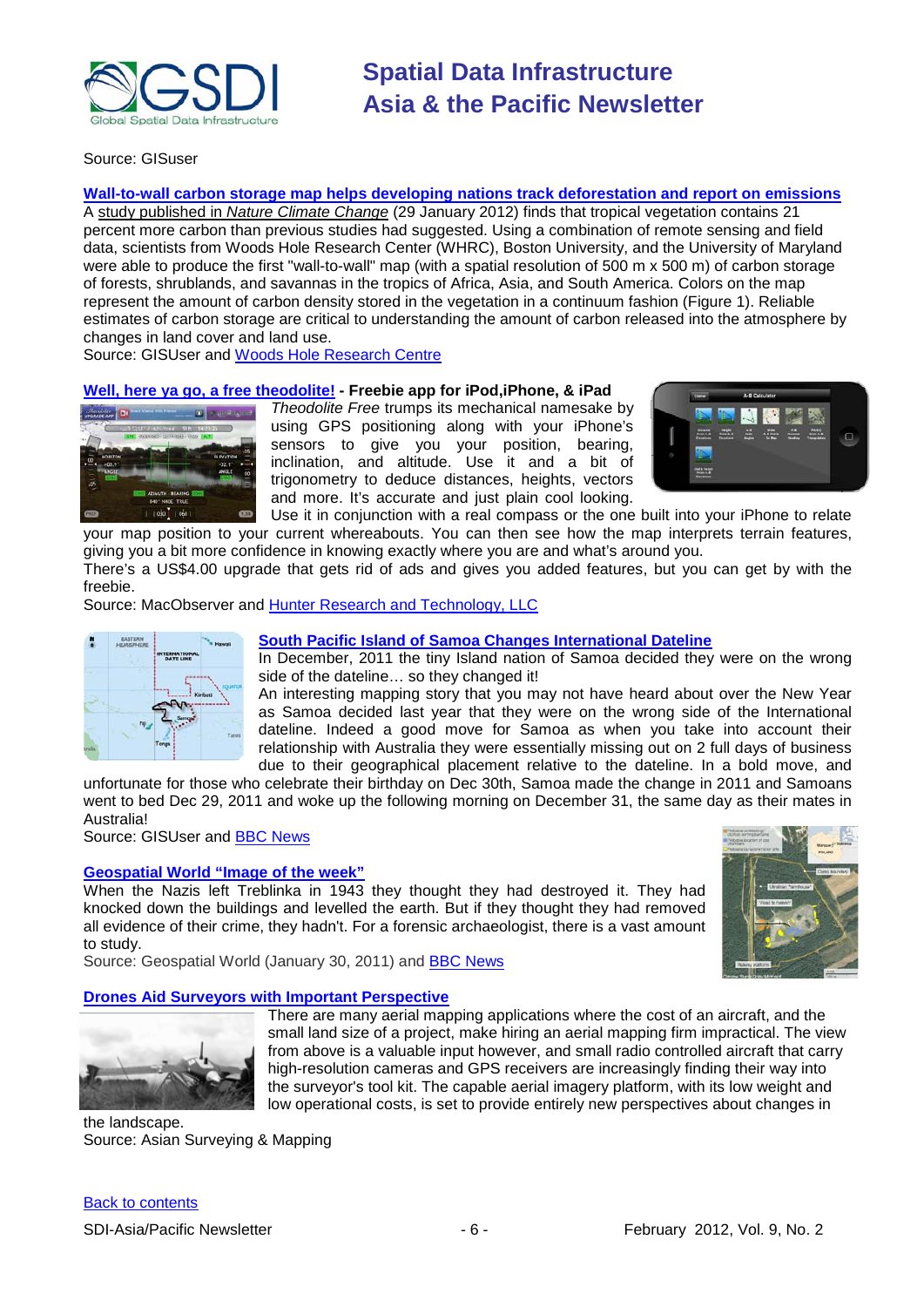Source: GISuser

**Wall-to-wall carbon storage map helps developing nations track deforestation and report on emissions**

A study published in *Nature Climate Change* (29 January 2012) finds that tropical vegetation contains 21 percent more carbon than previous studies had suggested. Using a combination of remote sensing and field data, scientists from Woods Hole Research Center (WHRC), Boston University, and the University of Maryland were able to produce the first "wall-to-wall" map (with a spatial resolution of 500 m x 500 m) of carbon storage of forests, shrublands, and savannas in the tropics of Africa, Asia, and South America. Colors on the map represent the amount of carbon density stored in the vegetation in a continuum fashion (Figure 1). Reliable estimates of carbon storage are critical to understanding the amount of carbon released into the atmosphere by changes in land cover and land use.

Source: GISUser and Woods Hole Research Centre

**Well, here ya go, a free theodolite! - Freebie app for iPod,iPhone, & iPad**

*Theodolite Free* trumps its mechanical namesake by using GPS positioning along with your iPhone's sensors to give your position, bearing, inclination, and altitude. Use it and a bit of trigonometry to deduce distances, heights, vectors and more. It's accurate and just plain cool looking. Use it in conjunction with a real compass or the one built into your iPhone to relate your map position to your current whereabouts. You can then see how the map interprets terrain features, giving you a bit more confidence in knowing exactly where you are and what's around you.

There's a US$4.00 upgrade that gets rid of ads and gives you added features, but you can get by with the freebie.

Source: MacObserver and Hunter Research and Technology, LLC

**South Pacific Island of Samoa Changes International Dateline**

In December, 2011 the tiny Island nation of Samoa decided they were on the wrong side of the dateline… so they changed it!

An interesting mapping story that you may not have heard about over the New Year as Samoa decided last year that they were on the wrong side of the International dateline. Indeed a good move for Samoa as when you take into account their relationship with Australia they were essentially missing out on 2 full days of business due to their geographical placement relative to the dateline. In a bold move, and unfortunate for those who celebrate their birthday on Dec 30th, Samoa made the change in 2011 and Samoans went to bed Dec 29, 2011 and woke up the following morning on December 31, the same day as their mates in Australia!

Source: GISUser and BBC News

**Geospatial World "Image of the week"**

When the Nazis left Treblinka in 1943 they thought they had destroyed it. They had knocked down the buildings and levelled the earth. But if they thought they had removed all evidence of their crime, they hadn't. For a forensic archaeologist, there is a vast amount to study.

Source: Geospatial World (January 30, 2011) and BBC News

**Drones Aid Surveyors with Important Perspective**

There are many aerial mapping applications where the cost of an aircraft, and the small land size of a project, make hiring an aerial mapping firm impractical. The view from above is a valuable input however, and small radio controlled aircraft that carry high-resolution cameras and GPS receivers are increasingly finding their way into the surveyor's tool kit. The capable aerial imagery platform, with its low weight and low operational costs, is set to provide entirely new perspectives about changes in the landscape.

Source: Asian Surveying & Mapping

Back to contents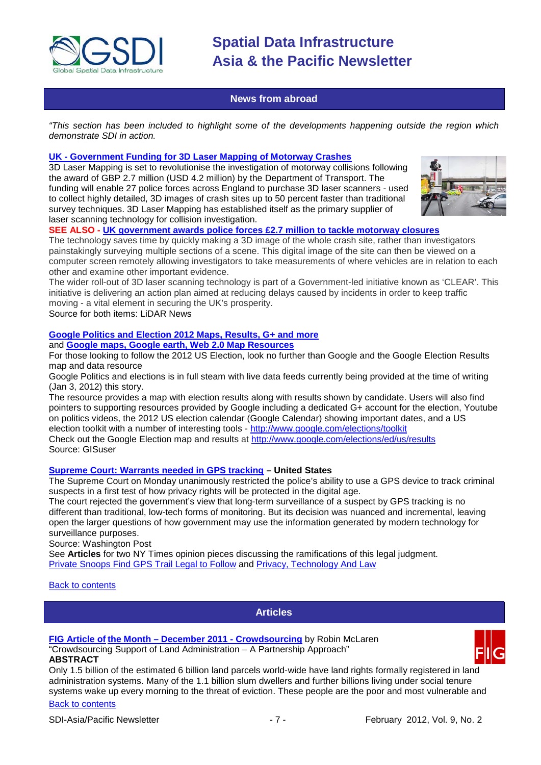## News from abroad

*"This section has been included to highlight some of the developments happening outside the region which demonstrate SDI in action.*

**UK - Government Funding for 3D Laser Mapping of Motorway Crashes**

3D Laser Mapping is set to revolutionise the investigation of motorway collisions following the award of GBP 2.7 million (USD 4.2 million) by the Department of Transport. The funding will enable 27 police forces across England to purchase 3D laser scanners - used to collect highly detailed, 3D images of crash sites up to 50 percent faster than traditional survey techniques. 3D Laser Mapping has established itself as the primary supplier of laser scanning technology for collision investigation.

**SEE ALSO - UK government awards police forces £2.7 million to tackle motorway closures**

The technology saves time by quickly making a 3D image of the whole crash site, rather than investigators painstakingly surveying multiple sections of a scene. This digital image of the site can then be viewed on a computer screen remotely allowing investigators to take measurements of where vehicles are in relation to each other and examine other important evidence.

The wider roll-out of 3D laser scanning technology is part of a Government-led initiative known as 'CLEAR'. This initiative is delivering an action plan aimed at reducing delays caused by incidents in order to keep traffic moving - a vital element in securing the UK's prosperity.

Source for both items: LiDAR News

**Google Politics and Election 2012 Maps, Results, G+ and more**
and **Google maps, Google earth, Web 2.0 Map Resources**

For those looking to follow the 2012 US Election, look no further than Google and the Google Election Results map and data resource

Google Politics and elections is in full steam with live data feeds currently being provided at the time of writing (Jan 3, 2012) this story.

The resource provides a map with election results along with results shown by candidate. Users will also find pointers to supporting resources provided by Google including a dedicated G+ account for the election, Youtube on politics videos, the 2012 US election calendar (Google Calendar) showing important dates, and a US election toolkit with a number of interesting tools - http://www.google.com/elections/toolkit

Check out the Google Election map and results at http://www.google.com/elections/ed/us/results

Source: GISuser

**Supreme Court: Warrants needed in GPS tracking – United States**

The Supreme Court on Monday unanimously restricted the police's ability to use a GPS device to track criminal suspects in a first test of how privacy rights will be protected in the digital age.

The court rejected the government's view that long-term surveillance of a suspect by GPS tracking is no different than traditional, low-tech forms of monitoring. But its decision was nuanced and incremental, leaving open the larger questions of how government may use the information generated by modern technology for surveillance purposes.

Source: Washington Post

See **Articles** for two NY Times opinion pieces discussing the ramifications of this legal judgment. Private Snoops Find GPS Trail Legal to Follow and Privacy, Technology And Law

Back to contents

## Articles

**FIG Article of the Month – December 2011 - Crowdsourcing** by Robin McLaren

"Crowdsourcing Support of Land Administration – A Partnership Approach"

**ABSTRACT**

Only 1.5 billion of the estimated 6 billion land parcels world-wide have land rights formally registered in land administration systems. Many of the 1.1 billion slum dwellers and further billions living under social tenure systems wake up every morning to the threat of eviction. These people are the poor and most vulnerable and

Back to contents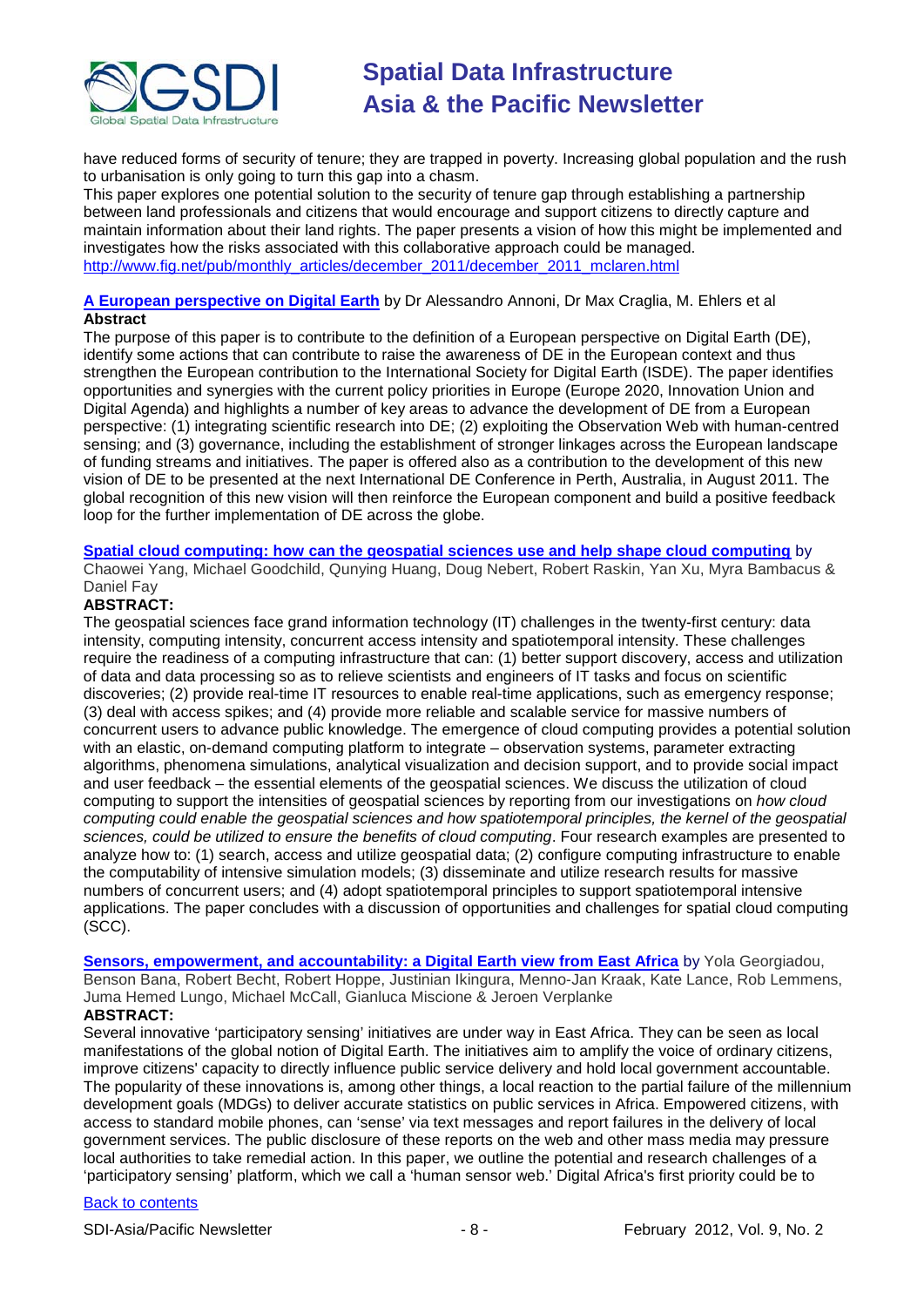have reduced forms of security of tenure; they are trapped in poverty. Increasing global population and the rush to urbanisation is only going to turn this gap into a chasm.

This paper explores one potential solution to the security of tenure gap through establishing a partnership between land professionals and citizens that would encourage and support citizens to directly capture and maintain information about their land rights. The paper presents a vision of how this might be implemented and investigates how the risks associated with this collaborative approach could be managed.
http://www.fig.net/pub/monthly_articles/december_2011/december_2011_mclaren.html

**A European perspective on Digital Earth** by Dr Alessandro Annoni, Dr Max Craglia, M. Ehlers et al

**Abstract**

The purpose of this paper is to contribute to the definition of a European perspective on Digital Earth (DE), identify some actions that can contribute to raise the awareness of DE in the European context and thus strengthen the European contribution to the International Society for Digital Earth (ISDE). The paper identifies opportunities and synergies with the current policy priorities in Europe (Europe 2020, Innovation Union and Digital Agenda) and highlights a number of key areas to advance the development of DE from a European perspective: (1) integrating scientific research into DE; (2) exploiting the Observation Web with human-centred sensing; and (3) governance, including the establishment of stronger linkages across the European landscape of funding streams and initiatives. The paper is offered also as a contribution to the development of this new vision of DE to be presented at the next International DE Conference in Perth, Australia, in August 2011. The global recognition of this new vision will then reinforce the European component and build a positive feedback loop for the further implementation of DE across the globe.

**Spatial cloud computing: how can the geospatial sciences use and help shape cloud computing** by Chaowei Yang, Michael Goodchild, Qunying Huang, Doug Nebert, Robert Raskin, Yan Xu, Myra Bambacus & Daniel Fay

**ABSTRACT:**

The geospatial sciences face grand information technology (IT) challenges in the twenty-first century: data intensity, computing intensity, concurrent access intensity and spatiotemporal intensity. These challenges require the readiness of a computing infrastructure that can: (1) better support discovery, access and utilization of data and data processing so as to relieve scientists and engineers of IT tasks and focus on scientific discoveries; (2) provide real-time IT resources to enable real-time applications, such as emergency response; (3) deal with access spikes; and (4) provide more reliable and scalable service for massive numbers of concurrent users to advance public knowledge. The emergence of cloud computing provides a potential solution with an elastic, on-demand computing platform to integrate – observation systems, parameter extracting algorithms, phenomena simulations, analytical visualization and decision support, and to provide social impact and user feedback – the essential elements of the geospatial sciences. We discuss the utilization of cloud computing to support the intensities of geospatial sciences by reporting from our investigations on *how cloud computing could enable the geospatial sciences and how spatiotemporal principles, the kernel of the geospatial sciences, could be utilized to ensure the benefits of cloud computing*. Four research examples are presented to analyze how to: (1) search, access and utilize geospatial data; (2) configure computing infrastructure to enable the computability of intensive simulation models; (3) disseminate and utilize research results for massive numbers of concurrent users; and (4) adopt spatiotemporal principles to support spatiotemporal intensive applications. The paper concludes with a discussion of opportunities and challenges for spatial cloud computing (SCC).

**Sensors, empowerment, and accountability: a Digital Earth view from East Africa** by Yola Georgiadou, Benson Bana, Robert Becht, Robert Hoppe, Justinian Ikingura, Menno-Jan Kraak, Kate Lance, Rob Lemmens, Juma Hemed Lungo, Michael McCall, Gianluca Miscione & Jeroen Verplanke

**ABSTRACT:**

Several innovative 'participatory sensing' initiatives are under way in East Africa. They can be seen as local manifestations of the global notion of Digital Earth. The initiatives aim to amplify the voice of ordinary citizens, improve citizens' capacity to directly influence public service delivery and hold local government accountable. The popularity of these innovations is, among other things, a local reaction to the partial failure of the millennium development goals (MDGs) to deliver accurate statistics on public services in Africa. Empowered citizens, with access to standard mobile phones, can 'sense' via text messages and report failures in the delivery of local government services. The public disclosure of these reports on the web and other mass media may pressure local authorities to take remedial action. In this paper, we outline the potential and research challenges of a 'participatory sensing' platform, which we call a 'human sensor web.' Digital Africa's first priority could be to

Back to contents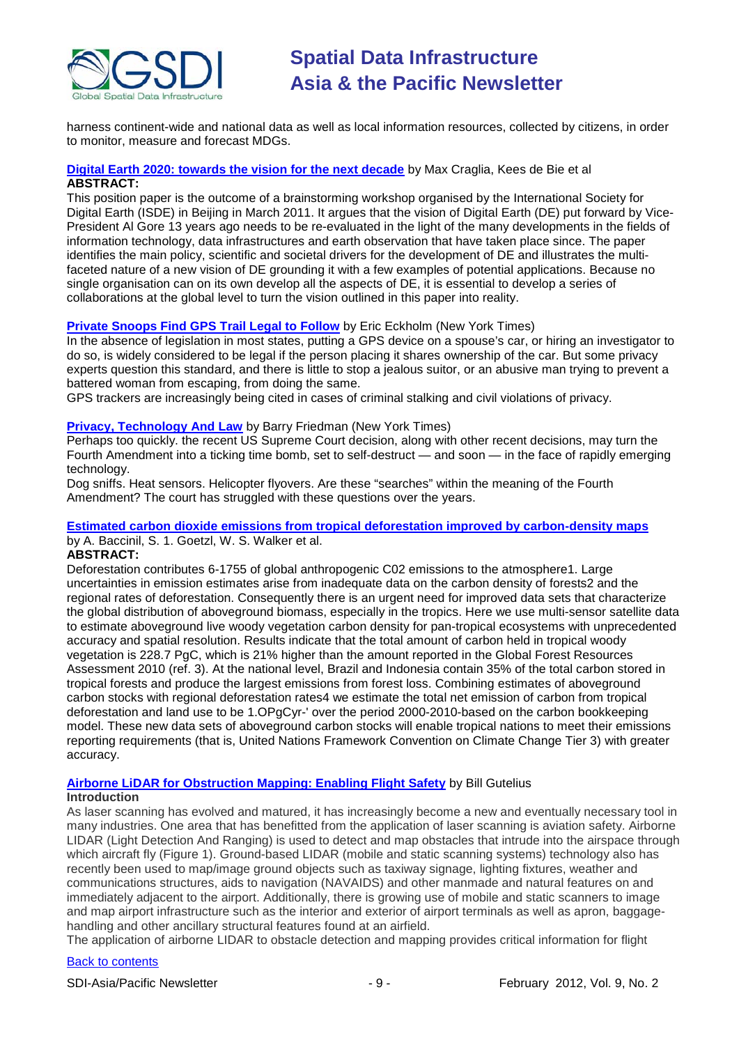harness continent-wide and national data as well as local information resources, collected by citizens, in order to monitor, measure and forecast MDGs.

**[Digital Earth 2020: towards the vision for the next decade]** by Max Craglia, Kees de Bie et al
**ABSTRACT:**
This position paper is the outcome of a brainstorming workshop organised by the International Society for Digital Earth (ISDE) in Beijing in March 2011. It argues that the vision of Digital Earth (DE) put forward by Vice-President Al Gore 13 years ago needs to be re-evaluated in the light of the many developments in the fields of information technology, data infrastructures and earth observation that have taken place since. The paper identifies the main policy, scientific and societal drivers for the development of DE and illustrates the multi-faceted nature of a new vision of DE grounding it with a few examples of potential applications. Because no single organisation can on its own develop all the aspects of DE, it is essential to develop a series of collaborations at the global level to turn the vision outlined in this paper into reality.

**[Private Snoops Find GPS Trail Legal to Follow]** by Eric Eckholm (New York Times)
In the absence of legislation in most states, putting a GPS device on a spouse's car, or hiring an investigator to do so, is widely considered to be legal if the person placing it shares ownership of the car. But some privacy experts question this standard, and there is little to stop a jealous suitor, or an abusive man trying to prevent a battered woman from escaping, from doing the same.
GPS trackers are increasingly being cited in cases of criminal stalking and civil violations of privacy.

**[Privacy, Technology And Law]** by Barry Friedman (New York Times)
Perhaps too quickly. the recent US Supreme Court decision, along with other recent decisions, may turn the Fourth Amendment into a ticking time bomb, set to self-destruct — and soon — in the face of rapidly emerging technology.
Dog sniffs. Heat sensors. Helicopter flyovers. Are these "searches" within the meaning of the Fourth Amendment? The court has struggled with these questions over the years.

**[Estimated carbon dioxide emissions from tropical deforestation improved by carbon-density maps]** by A. Baccinil, S. 1. Goetzl, W. S. Walker et al.
**ABSTRACT:**
Deforestation contributes 6-1755 of global anthropogenic C02 emissions to the atmosphere1. Large uncertainties in emission estimates arise from inadequate data on the carbon density of forests2 and the regional rates of deforestation. Consequently there is an urgent need for improved data sets that characterize the global distribution of aboveground biomass, especially in the tropics. Here we use multi-sensor satellite data to estimate aboveground live woody vegetation carbon density for pan-tropical ecosystems with unprecedented accuracy and spatial resolution. Results indicate that the total amount of carbon held in tropical woody vegetation is 228.7 PgC, which is 21% higher than the amount reported in the Global Forest Resources Assessment 2010 (ref. 3). At the national level, Brazil and Indonesia contain 35% of the total carbon stored in tropical forests and produce the largest emissions from forest loss. Combining estimates of aboveground carbon stocks with regional deforestation rates4 we estimate the total net emission of carbon from tropical deforestation and land use to be 1.OPgCyr-' over the period 2000-2010-based on the carbon bookkeeping model. These new data sets of aboveground carbon stocks will enable tropical nations to meet their emissions reporting requirements (that is, United Nations Framework Convention on Climate Change Tier 3) with greater accuracy.

**[Airborne LiDAR for Obstruction Mapping: Enabling Flight Safety]** by Bill Gutelius
**Introduction**
As laser scanning has evolved and matured, it has increasingly become a new and eventually necessary tool in many industries. One area that has benefitted from the application of laser scanning is aviation safety. Airborne LIDAR (Light Detection And Ranging) is used to detect and map obstacles that intrude into the airspace through which aircraft fly (Figure 1). Ground-based LIDAR (mobile and static scanning systems) technology also has recently been used to map/image ground objects such as taxiway signage, lighting fixtures, weather and communications structures, aids to navigation (NAVAIDS) and other manmade and natural features on and immediately adjacent to the airport. Additionally, there is growing use of mobile and static scanners to image and map airport infrastructure such as the interior and exterior of airport terminals as well as apron, baggage-handling and other ancillary structural features found at an airfield.
The application of airborne LIDAR to obstacle detection and mapping provides critical information for flight

[Back to contents]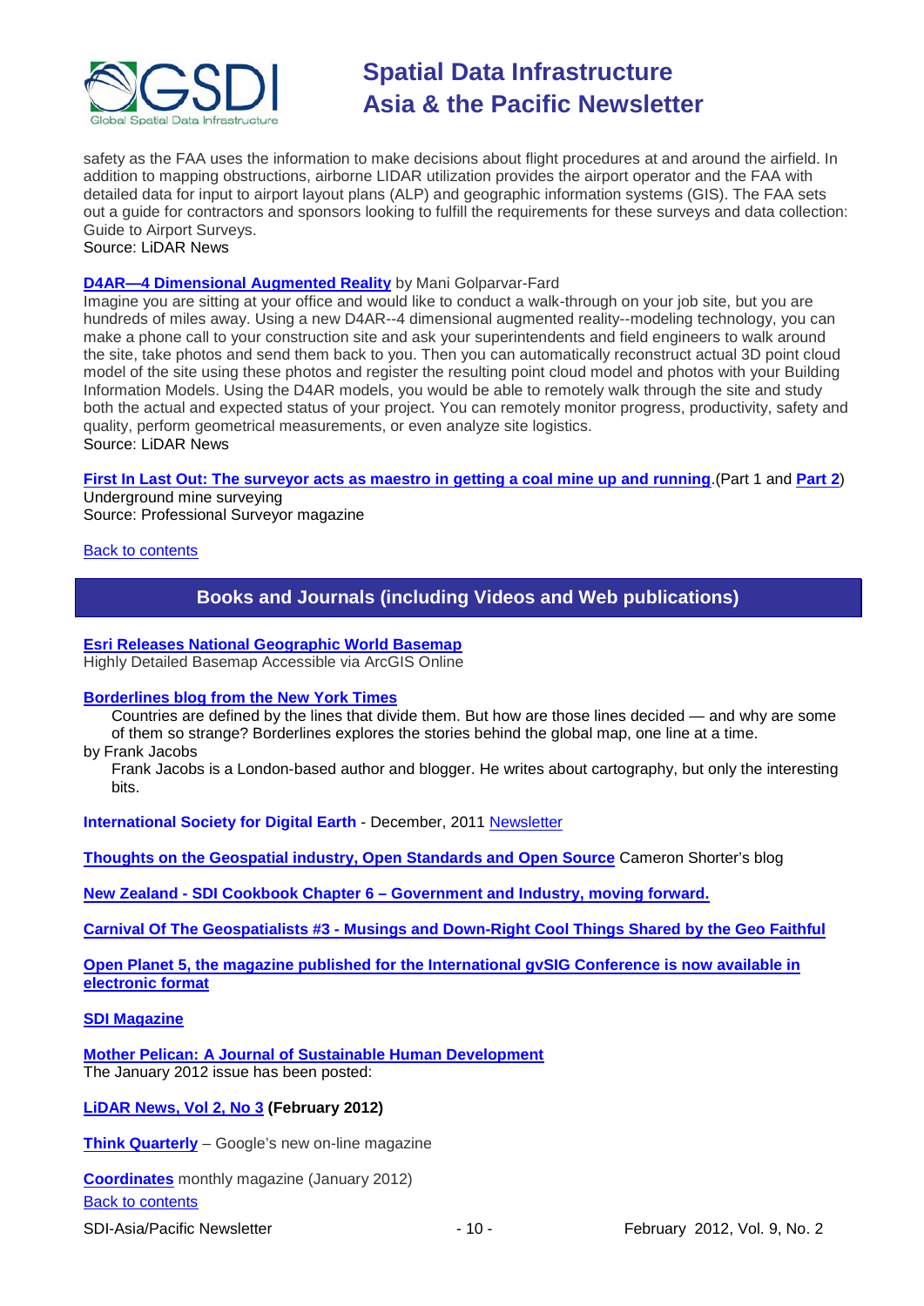safety as the FAA uses the information to make decisions about flight procedures at and around the airfield. In addition to mapping obstructions, airborne LIDAR utilization provides the airport operator and the FAA with detailed data for input to airport layout plans (ALP) and geographic information systems (GIS). The FAA sets out a guide for contractors and sponsors looking to fulfill the requirements for these surveys and data collection: Guide to Airport Surveys.
Source: LiDAR News

**D4AR—4 Dimensional Augmented Reality** by Mani Golparvar-Fard
Imagine you are sitting at your office and would like to conduct a walk-through on your job site, but you are hundreds of miles away. Using a new D4AR--4 dimensional augmented reality--modeling technology, you can make a phone call to your construction site and ask your superintendents and field engineers to walk around the site, take photos and send them back to you. Then you can automatically reconstruct actual 3D point cloud model of the site using these photos and register the resulting point cloud model and photos with your Building Information Models. Using the D4AR models, you would be able to remotely walk through the site and study both the actual and expected status of your project. You can remotely monitor progress, productivity, safety and quality, perform geometrical measurements, or even analyze site logistics.
Source: LiDAR News

**First In Last Out: The surveyor acts as maestro in getting a coal mine up and running**.(Part 1 and **Part 2**)
Underground mine surveying
Source: Professional Surveyor magazine

Back to contents

## Books and Journals (including Videos and Web publications)

**Esri Releases National Geographic World Basemap**
Highly Detailed Basemap Accessible via ArcGIS Online

**Borderlines blog from the New York Times**

> Countries are defined by the lines that divide them. But how are those lines decided — and why are some of them so strange? Borderlines explores the stories behind the global map, one line at a time.

by Frank Jacobs

> Frank Jacobs is a London-based author and blogger. He writes about cartography, but only the interesting bits.

**International Society for Digital Earth** - December, 2011 Newsletter

**Thoughts on the Geospatial industry, Open Standards and Open Source** Cameron Shorter's blog

**New Zealand - SDI Cookbook Chapter 6 – Government and Industry, moving forward.**

**Carnival Of The Geospatialists #3 - Musings and Down-Right Cool Things Shared by the Geo Faithful**

**Open Planet 5, the magazine published for the International gvSIG Conference is now available in electronic format**

**SDI Magazine**

**Mother Pelican: A Journal of Sustainable Human Development**
The January 2012 issue has been posted:

**LiDAR News, Vol 2, No 3 (February 2012)**

**Think Quarterly** – Google's new on-line magazine

**Coordinates** monthly magazine (January 2012)

Back to contents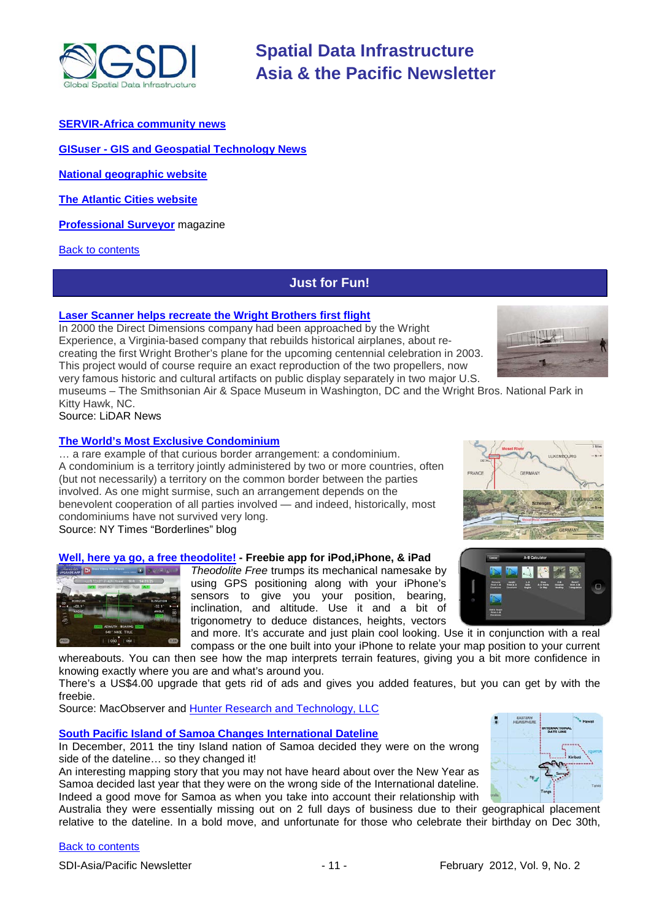**SERVIR-Africa community news**

**GISuser - GIS and Geospatial Technology News**

**National geographic website**

**The Atlantic Cities website**

**Professional Surveyor** magazine

Back to contents

## Just for Fun!

**Laser Scanner helps recreate the Wright Brothers first flight**

In 2000 the Direct Dimensions company had been approached by the Wright Experience, a Virginia-based company that rebuilds historical airplanes, about re-creating the first Wright Brother's plane for the upcoming centennial celebration in 2003. This project would of course require an exact reproduction of the two propellers, now very famous historic and cultural artifacts on public display separately in two major U.S. museums – The Smithsonian Air & Space Museum in Washington, DC and the Wright Bros. National Park in Kitty Hawk, NC.

Source: LiDAR News

**The World's Most Exclusive Condominium**

… a rare example of that curious border arrangement: a condominium. A condominium is a territory jointly administered by two or more countries, often (but not necessarily) a territory on the common border between the parties involved. As one might surmise, such an arrangement depends on the benevolent cooperation of all parties involved — and indeed, historically, most condominiums have not survived very long.

Source: NY Times "Borderlines" blog

**Well, here ya go, a free theodolite! - Freebie app for iPod,iPhone, & iPad**

*Theodolite Free* trumps its mechanical namesake by using GPS positioning along with your iPhone's sensors to give you your position, bearing, inclination, and altitude. Use it and a bit of trigonometry to deduce distances, heights, vectors and more. It's accurate and just plain cool looking. Use it in conjunction with a real compass or the one built into your iPhone to relate your map position to your current whereabouts. You can then see how the map interprets terrain features, giving you a bit more confidence in knowing exactly where you are and what's around you.

There's a US$4.00 upgrade that gets rid of ads and gives you added features, but you can get by with the freebie.

Source: MacObserver and Hunter Research and Technology, LLC

**South Pacific Island of Samoa Changes International Dateline**

In December, 2011 the tiny Island nation of Samoa decided they were on the wrong side of the dateline… so they changed it!

An interesting mapping story that you may not have heard about over the New Year as Samoa decided last year that they were on the wrong side of the International dateline. Indeed a good move for Samoa as when you take into account their relationship with Australia they were essentially missing out on 2 full days of business due to their geographical placement relative to the dateline. In a bold move, and unfortunate for those who celebrate their birthday on Dec 30th,

Back to contents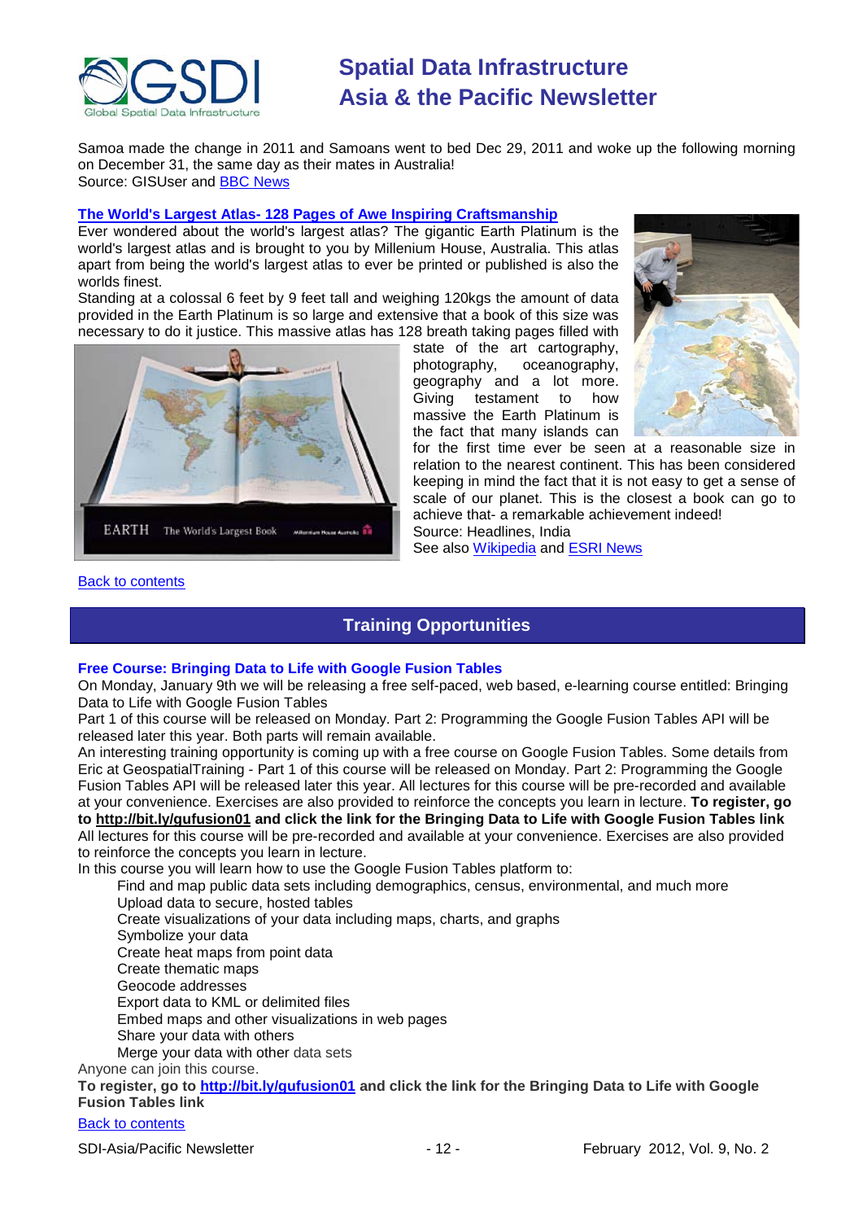Samoa made the change in 2011 and Samoans went to bed Dec 29, 2011 and woke up the following morning on December 31, the same day as their mates in Australia!
Source: GISUser and [BBC News]

### [The World's Largest Atlas- 128 Pages of Awe Inspiring Craftsmanship]

Ever wondered about the world's largest atlas? The gigantic Earth Platinum is the world's largest atlas and is brought to you by Millenium House, Australia. This atlas apart from being the world's largest atlas to ever be printed or published is also the worlds finest.

Standing at a colossal 6 feet by 9 feet tall and weighing 120kgs the amount of data provided in the Earth Platinum is so large and extensive that a book of this size was necessary to do it justice. This massive atlas has 128 breath taking pages filled with state of the art cartography, photography, oceanography, geography and a lot more. Giving testament to how massive the Earth Platinum is the fact that many islands can for the first time ever be seen at a reasonable size in relation to the nearest continent. This has been considered keeping in mind the fact that it is not easy to get a sense of scale of our planet. This is the closest a book can go to achieve that- a remarkable achievement indeed!

Source: Headlines, India
See also [Wikipedia] and [ESRI News]

[Back to contents]

## Training Opportunities

### Free Course: Bringing Data to Life with Google Fusion Tables

On Monday, January 9th we will be releasing a free self-paced, web based, e-learning course entitled: Bringing Data to Life with Google Fusion Tables

Part 1 of this course will be released on Monday. Part 2: Programming the Google Fusion Tables API will be released later this year. Both parts will remain available.

An interesting training opportunity is coming up with a free course on Google Fusion Tables. Some details from Eric at GeospatialTraining - Part 1 of this course will be released on Monday. Part 2: Programming the Google Fusion Tables API will be released later this year. All lectures for this course will be pre-recorded and available at your convenience. Exercises are also provided to reinforce the concepts you learn in lecture. **To register, go to http://bit.ly/gufusion01 and click the link for the Bringing Data to Life with Google Fusion Tables link**

All lectures for this course will be pre-recorded and available at your convenience. Exercises are also provided to reinforce the concepts you learn in lecture.

In this course you will learn how to use the Google Fusion Tables platform to:

- Find and map public data sets including demographics, census, environmental, and much more
- Upload data to secure, hosted tables
- Create visualizations of your data including maps, charts, and graphs
- Symbolize your data
- Create heat maps from point data
- Create thematic maps
- Geocode addresses
- Export data to KML or delimited files
- Embed maps and other visualizations in web pages
- Share your data with others
- Merge your data with other data sets

Anyone can join this course.

**To register, go to http://bit.ly/gufusion01 and click the link for the Bringing Data to Life with Google Fusion Tables link**

[Back to contents]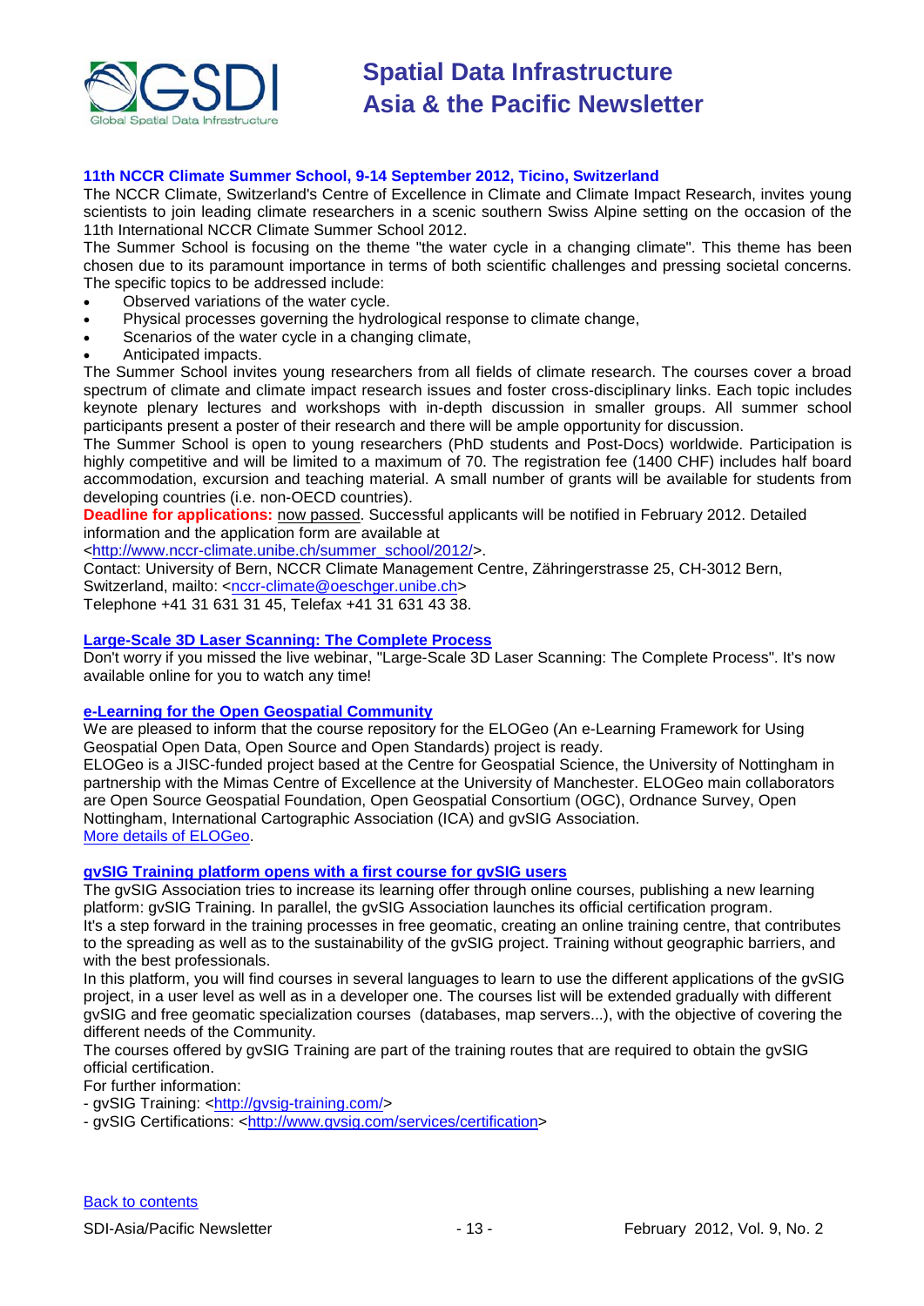### 11th NCCR Climate Summer School, 9-14 September 2012, Ticino, Switzerland

The NCCR Climate, Switzerland's Centre of Excellence in Climate and Climate Impact Research, invites young scientists to join leading climate researchers in a scenic southern Swiss Alpine setting on the occasion of the 11th International NCCR Climate Summer School 2012.

The Summer School is focusing on the theme "the water cycle in a changing climate". This theme has been chosen due to its paramount importance in terms of both scientific challenges and pressing societal concerns. The specific topics to be addressed include:

- Observed variations of the water cycle.
- Physical processes governing the hydrological response to climate change,
- Scenarios of the water cycle in a changing climate,
- Anticipated impacts.

The Summer School invites young researchers from all fields of climate research. The courses cover a broad spectrum of climate and climate impact research issues and foster cross-disciplinary links. Each topic includes keynote plenary lectures and workshops with in-depth discussion in smaller groups. All summer school participants present a poster of their research and there will be ample opportunity for discussion.

The Summer School is open to young researchers (PhD students and Post-Docs) worldwide. Participation is highly competitive and will be limited to a maximum of 70. The registration fee (1400 CHF) includes half board accommodation, excursion and teaching material. A small number of grants will be available for students from developing countries (i.e. non-OECD countries).

**Deadline for applications:** now passed. Successful applicants will be notified in February 2012. Detailed information and the application form are available at <http://www.nccr-climate.unibe.ch/summer_school/2012/>.

Contact: University of Bern, NCCR Climate Management Centre, Zähringerstrasse 25, CH-3012 Bern, Switzerland, mailto: <nccr-climate@oeschger.unibe.ch>
Telephone +41 31 631 31 45, Telefax +41 31 631 43 38.

### Large-Scale 3D Laser Scanning: The Complete Process

Don't worry if you missed the live webinar, "Large-Scale 3D Laser Scanning: The Complete Process". It's now available online for you to watch any time!

### e-Learning for the Open Geospatial Community

We are pleased to inform that the course repository for the ELOGeo (An e-Learning Framework for Using Geospatial Open Data, Open Source and Open Standards) project is ready.

ELOGeo is a JISC-funded project based at the Centre for Geospatial Science, the University of Nottingham in partnership with the Mimas Centre of Excellence at the University of Manchester. ELOGeo main collaborators are Open Source Geospatial Foundation, Open Geospatial Consortium (OGC), Ordnance Survey, Open Nottingham, International Cartographic Association (ICA) and gvSIG Association.
More details of ELOGeo.

### gvSIG Training platform opens with a first course for gvSIG users

The gvSIG Association tries to increase its learning offer through online courses, publishing a new learning platform: gvSIG Training. In parallel, the gvSIG Association launches its official certification program.
It's a step forward in the training processes in free geomatic, creating an online training centre, that contributes to the spreading as well as to the sustainability of the gvSIG project. Training without geographic barriers, and with the best professionals.

In this platform, you will find courses in several languages to learn to use the different applications of the gvSIG project, in a user level as well as in a developer one. The courses list will be extended gradually with different gvSIG and free geomatic specialization courses (databases, map servers...), with the objective of covering the different needs of the Community.

The courses offered by gvSIG Training are part of the training routes that are required to obtain the gvSIG official certification.

For further information:
- gvSIG Training: <http://gvsig-training.com/>
- gvSIG Certifications: <http://www.gvsig.com/services/certification>

Back to contents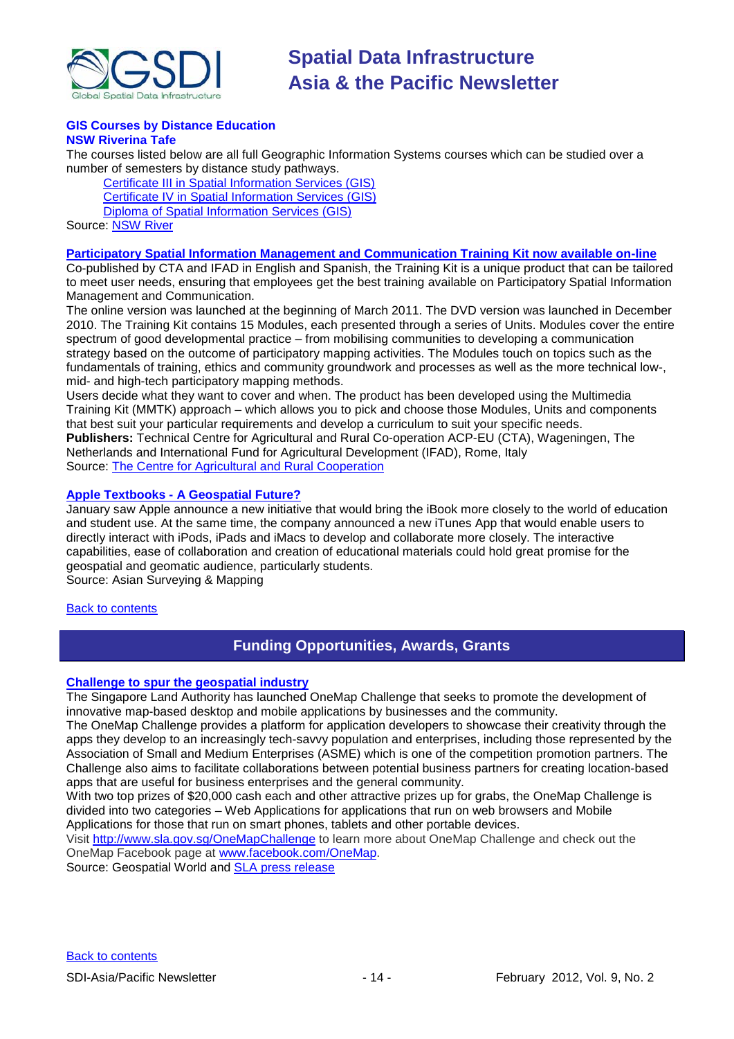### GIS Courses by Distance Education

**NSW Riverina Tafe**

The courses listed below are all full Geographic Information Systems courses which can be studied over a number of semesters by distance study pathways.

- Certificate III in Spatial Information Services (GIS)
- Certificate IV in Spatial Information Services (GIS)
- Diploma of Spatial Information Services (GIS)

Source: NSW River

### Participatory Spatial Information Management and Communication Training Kit now available on-line

Co-published by CTA and IFAD in English and Spanish, the Training Kit is a unique product that can be tailored to meet user needs, ensuring that employees get the best training available on Participatory Spatial Information Management and Communication.

The online version was launched at the beginning of March 2011. The DVD version was launched in December 2010. The Training Kit contains 15 Modules, each presented through a series of Units. Modules cover the entire spectrum of good developmental practice – from mobilising communities to developing a communication strategy based on the outcome of participatory mapping activities. The Modules touch on topics such as the fundamentals of training, ethics and community groundwork and processes as well as the more technical low-, mid- and high-tech participatory mapping methods.

Users decide what they want to cover and when. The product has been developed using the Multimedia Training Kit (MMTK) approach – which allows you to pick and choose those Modules, Units and components that best suit your particular requirements and develop a curriculum to suit your specific needs.

**Publishers:** Technical Centre for Agricultural and Rural Co-operation ACP-EU (CTA), Wageningen, The Netherlands and International Fund for Agricultural Development (IFAD), Rome, Italy

Source: The Centre for Agricultural and Rural Cooperation

### Apple Textbooks - A Geospatial Future?

January saw Apple announce a new initiative that would bring the iBook more closely to the world of education and student use. At the same time, the company announced a new iTunes App that would enable users to directly interact with iPods, iPads and iMacs to develop and collaborate more closely. The interactive capabilities, ease of collaboration and creation of educational materials could hold great promise for the geospatial and geomatic audience, particularly students.

Source: Asian Surveying & Mapping

Back to contents

## Funding Opportunities, Awards, Grants

### Challenge to spur the geospatial industry

The Singapore Land Authority has launched OneMap Challenge that seeks to promote the development of innovative map-based desktop and mobile applications by businesses and the community.

The OneMap Challenge provides a platform for application developers to showcase their creativity through the apps they develop to an increasingly tech-savvy population and enterprises, including those represented by the Association of Small and Medium Enterprises (ASME) which is one of the competition promotion partners. The Challenge also aims to facilitate collaborations between potential business partners for creating location-based apps that are useful for business enterprises and the general community.

With two top prizes of $20,000 cash each and other attractive prizes up for grabs, the OneMap Challenge is divided into two categories – Web Applications for applications that run on web browsers and Mobile Applications for those that run on smart phones, tablets and other portable devices.

Visit http://www.sla.gov.sg/OneMapChallenge to learn more about OneMap Challenge and check out the OneMap Facebook page at www.facebook.com/OneMap.

Source: Geospatial World and SLA press release

Back to contents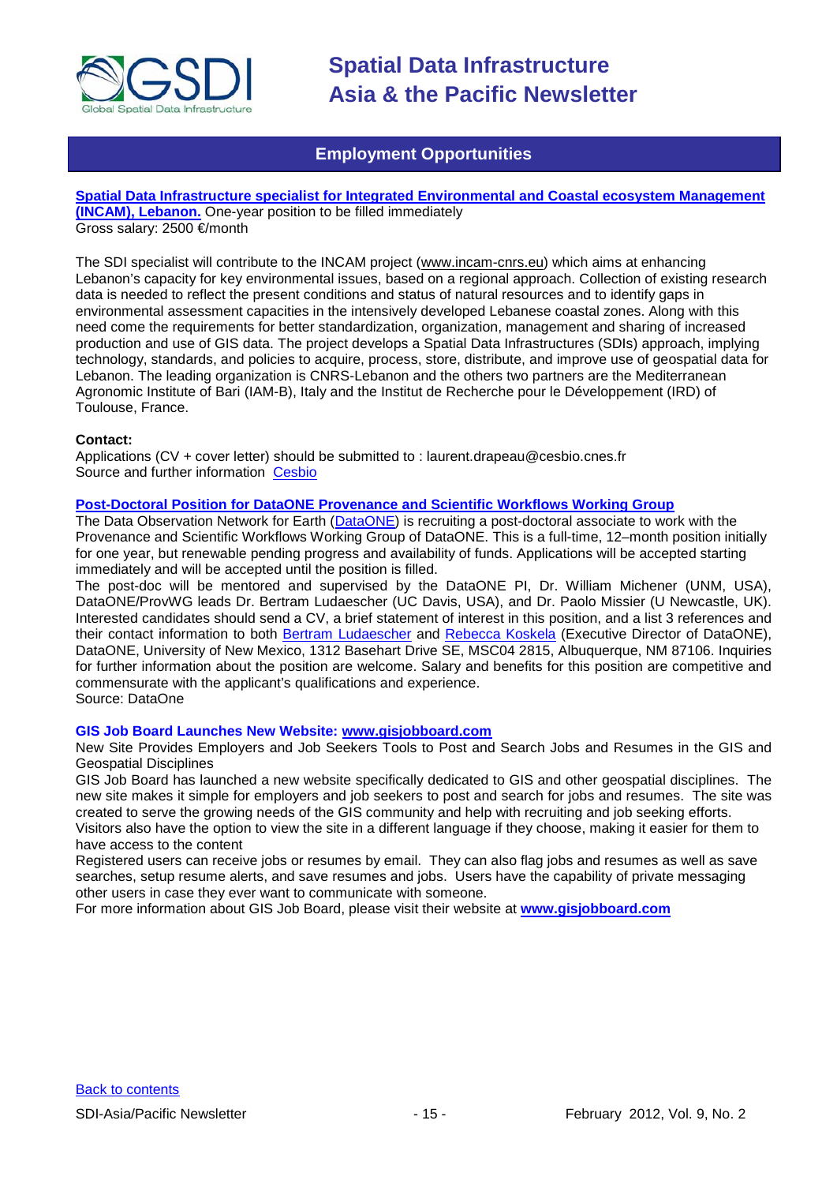## Employment Opportunities

**[Spatial Data Infrastructure specialist for Integrated Environmental and Coastal ecosystem Management (INCAM), Lebanon.](#)** One-year position to be filled immediately
Gross salary: 2500 €/month

The SDI specialist will contribute to the INCAM project (www.incam-cnrs.eu) which aims at enhancing Lebanon's capacity for key environmental issues, based on a regional approach. Collection of existing research data is needed to reflect the present conditions and status of natural resources and to identify gaps in environmental assessment capacities in the intensively developed Lebanese coastal zones. Along with this need come the requirements for better standardization, organization, management and sharing of increased production and use of GIS data. The project develops a Spatial Data Infrastructures (SDIs) approach, implying technology, standards, and policies to acquire, process, store, distribute, and improve use of geospatial data for Lebanon. The leading organization is CNRS-Lebanon and the others two partners are the Mediterranean Agronomic Institute of Bari (IAM-B), Italy and the Institut de Recherche pour le Développement (IRD) of Toulouse, France.

**Contact:**
Applications (CV + cover letter) should be submitted to : laurent.drapeau@cesbio.cnes.fr
Source and further information [Cesbio](#)

**[Post-Doctoral Position for DataONE Provenance and Scientific Workflows Working Group](#)**

The Data Observation Network for Earth ([DataONE](#)) is recruiting a post-doctoral associate to work with the Provenance and Scientific Workflows Working Group of DataONE. This is a full-time, 12–month position initially for one year, but renewable pending progress and availability of funds. Applications will be accepted starting immediately and will be accepted until the position is filled.

The post-doc will be mentored and supervised by the DataONE PI, Dr. William Michener (UNM, USA), DataONE/ProvWG leads Dr. Bertram Ludaescher (UC Davis, USA), and Dr. Paolo Missier (U Newcastle, UK). Interested candidates should send a CV, a brief statement of interest in this position, and a list 3 references and their contact information to both [Bertram Ludaescher](#) and [Rebecca Koskela](#) (Executive Director of DataONE), DataONE, University of New Mexico, 1312 Basehart Drive SE, MSC04 2815, Albuquerque, NM 87106. Inquiries for further information about the position are welcome. Salary and benefits for this position are competitive and commensurate with the applicant's qualifications and experience.

Source: DataOne

**GIS Job Board Launches New Website: [www.gisjobboard.com](#)**

New Site Provides Employers and Job Seekers Tools to Post and Search Jobs and Resumes in the GIS and Geospatial Disciplines

GIS Job Board has launched a new website specifically dedicated to GIS and other geospatial disciplines. The new site makes it simple for employers and job seekers to post and search for jobs and resumes. The site was created to serve the growing needs of the GIS community and help with recruiting and job seeking efforts.

Visitors also have the option to view the site in a different language if they choose, making it easier for them to have access to the content

Registered users can receive jobs or resumes by email. They can also flag jobs and resumes as well as save searches, setup resume alerts, and save resumes and jobs. Users have the capability of private messaging other users in case they ever want to communicate with someone.

For more information about GIS Job Board, please visit their website at **[www.gisjobboard.com](#)**

[Back to contents](#)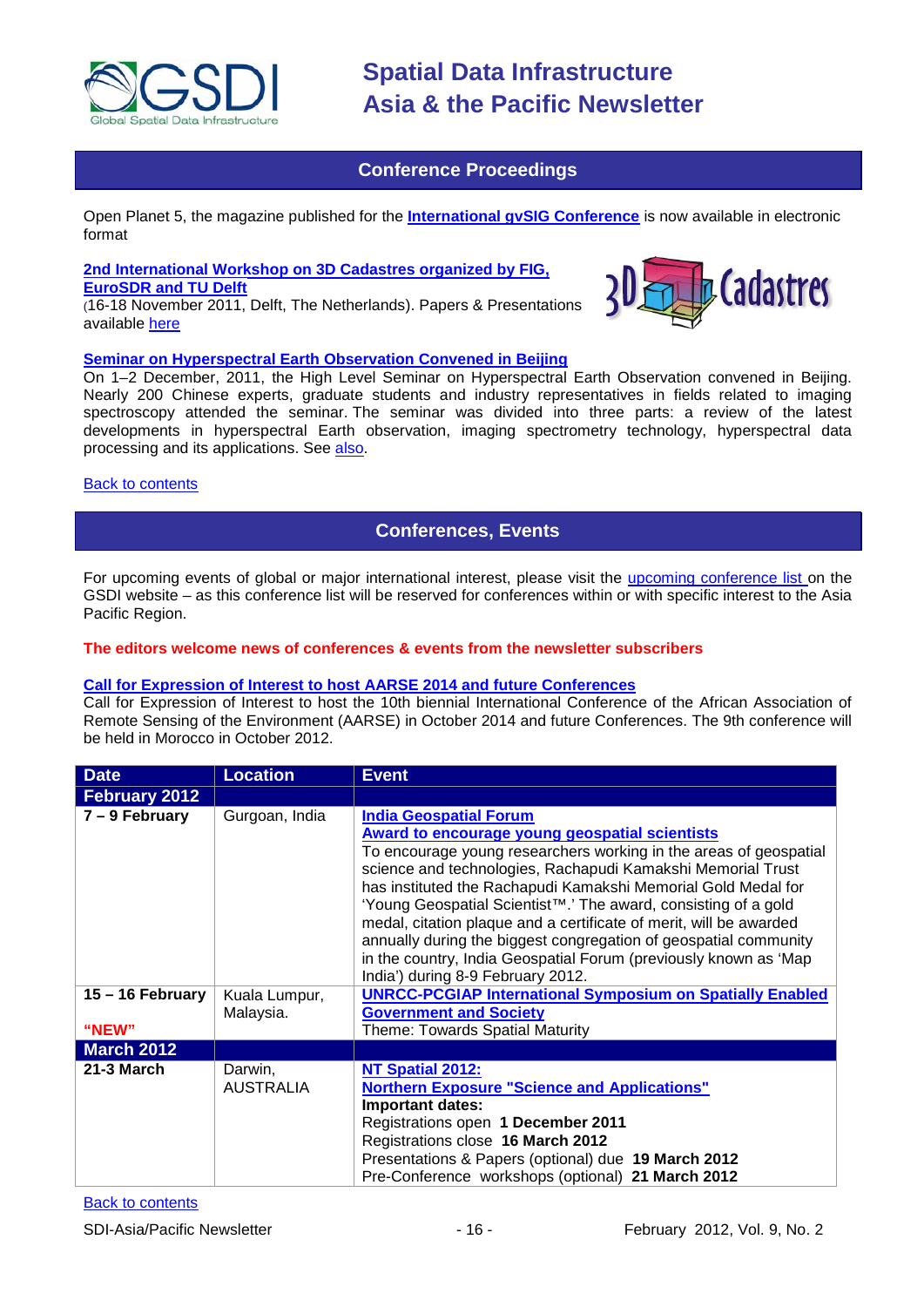## Conference Proceedings

Open Planet 5, the magazine published for the **International gvSIG Conference** is now available in electronic format

**2nd International Workshop on 3D Cadastres organized by FIG, EuroSDR and TU Delft**
(16-18 November 2011, Delft, The Netherlands). Papers & Presentations available here

**Seminar on Hyperspectral Earth Observation Convened in Beijing**
On 1–2 December, 2011, the High Level Seminar on Hyperspectral Earth Observation convened in Beijing. Nearly 200 Chinese experts, graduate students and industry representatives in fields related to imaging spectroscopy attended the seminar. The seminar was divided into three parts: a review of the latest developments in hyperspectral Earth observation, imaging spectrometry technology, hyperspectral data processing and its applications. See also.

Back to contents

## Conferences, Events

For upcoming events of global or major international interest, please visit the upcoming conference list on the GSDI website – as this conference list will be reserved for conferences within or with specific interest to the Asia Pacific Region.

**The editors welcome news of conferences & events from the newsletter subscribers**

**Call for Expression of Interest to host AARSE 2014 and future Conferences**
Call for Expression of Interest to host the 10th biennial International Conference of the African Association of Remote Sensing of the Environment (AARSE) in October 2014 and future Conferences. The 9th conference will be held in Morocco in October 2012.

| Date | Location | Event |
|---|---|---|
| **February 2012** | | |
| **7 – 9 February** | Gurgoan, India | **India Geospatial Forum**<br>**Award to encourage young geospatial scientists**<br>To encourage young researchers working in the areas of geospatial science and technologies, Rachapudi Kamakshi Memorial Trust has instituted the Rachapudi Kamakshi Memorial Gold Medal for 'Young Geospatial Scientist™.' The award, consisting of a gold medal, citation plaque and a certificate of merit, will be awarded annually during the biggest congregation of geospatial community in the country, India Geospatial Forum (previously known as 'Map India') during 8-9 February 2012. |
| **15 – 16 February**<br>**"NEW"** | Kuala Lumpur, Malaysia. | **UNRCC-PCGIAP International Symposium on Spatially Enabled Government and Society**<br>Theme: Towards Spatial Maturity |
| **March 2012** | | |
| **21-3 March** | Darwin, AUSTRALIA | **NT Spatial 2012:**<br>**Northern Exposure "Science and Applications"**<br>**Important dates:**<br>Registrations open **1 December 2011**<br>Registrations close **16 March 2012**<br>Presentations & Papers (optional) due **19 March 2012**<br>Pre-Conference workshops (optional) **21 March 2012** |

Back to contents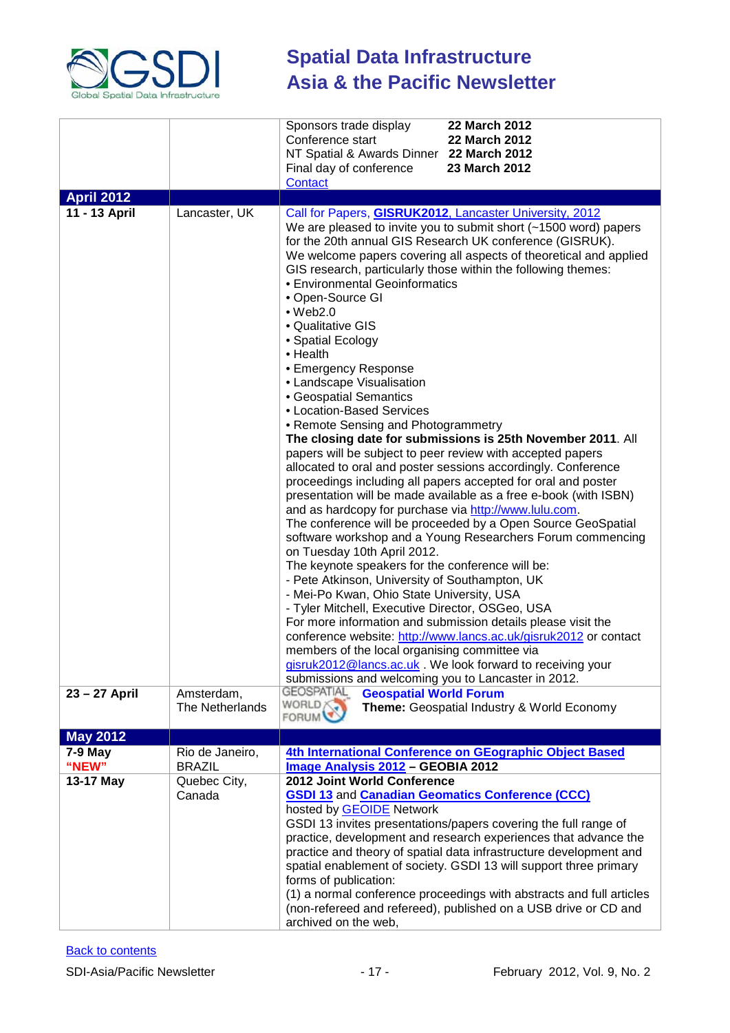| | | |
|---|---|---|
| | | Sponsors trade display **22 March 2012**<br>Conference start **22 March 2012**<br>NT Spatial & Awards Dinner **22 March 2012**<br>Final day of conference **23 March 2012**<br>Contact |
| **April 2012** | | |
| **11 - 13 April** | Lancaster, UK | Call for Papers, **GISRUK2012**, Lancaster University, 2012<br>We are pleased to invite you to submit short (~1500 word) papers for the 20th annual GIS Research UK conference (GISRUK). We welcome papers covering all aspects of theoretical and applied GIS research, particularly those within the following themes:<br>• Environmental Geoinformatics<br>• Open-Source GI<br>• Web2.0<br>• Qualitative GIS<br>• Spatial Ecology<br>• Health<br>• Emergency Response<br>• Landscape Visualisation<br>• Geospatial Semantics<br>• Location-Based Services<br>• Remote Sensing and Photogrammetry<br>**The closing date for submissions is 25th November 2011**. All papers will be subject to peer review with accepted papers allocated to oral and poster sessions accordingly. Conference proceedings including all papers accepted for oral and poster presentation will be made available as a free e-book (with ISBN) and as hardcopy for purchase via http://www.lulu.com.<br>The conference will be proceeded by a Open Source GeoSpatial software workshop and a Young Researchers Forum commencing on Tuesday 10th April 2012.<br>The keynote speakers for the conference will be:<br>- Pete Atkinson, University of Southampton, UK<br>- Mei-Po Kwan, Ohio State University, USA<br>- Tyler Mitchell, Executive Director, OSGeo, USA<br>For more information and submission details please visit the conference website: http://www.lancs.ac.uk/gisruk2012 or contact members of the local organising committee via gisruk2012@lancs.ac.uk . We look forward to receiving your submissions and welcoming you to Lancaster in 2012. |
| **23 – 27 April** | Amsterdam, The Netherlands | GEOSPATIAL WORLD FORUM **Geospatial World Forum**<br>**Theme:** Geospatial Industry & World Economy |
| **May 2012** | | |
| **7-9 May**<br>**"NEW"** | Rio de Janeiro, BRAZIL | **4th International Conference on GEographic Object Based Image Analysis 2012 – GEOBIA 2012** |
| **13-17 May** | Quebec City, Canada | **2012 Joint World Conference**<br>**GSDI 13** and **Canadian Geomatics Conference (CCC)**<br>hosted by GEOIDE Network<br>GSDI 13 invites presentations/papers covering the full range of practice, development and research experiences that advance the practice and theory of spatial data infrastructure development and spatial enablement of society. GSDI 13 will support three primary forms of publication:<br>(1) a normal conference proceedings with abstracts and full articles (non-refereed and refereed), published on a USB drive or CD and archived on the web, |

Back to contents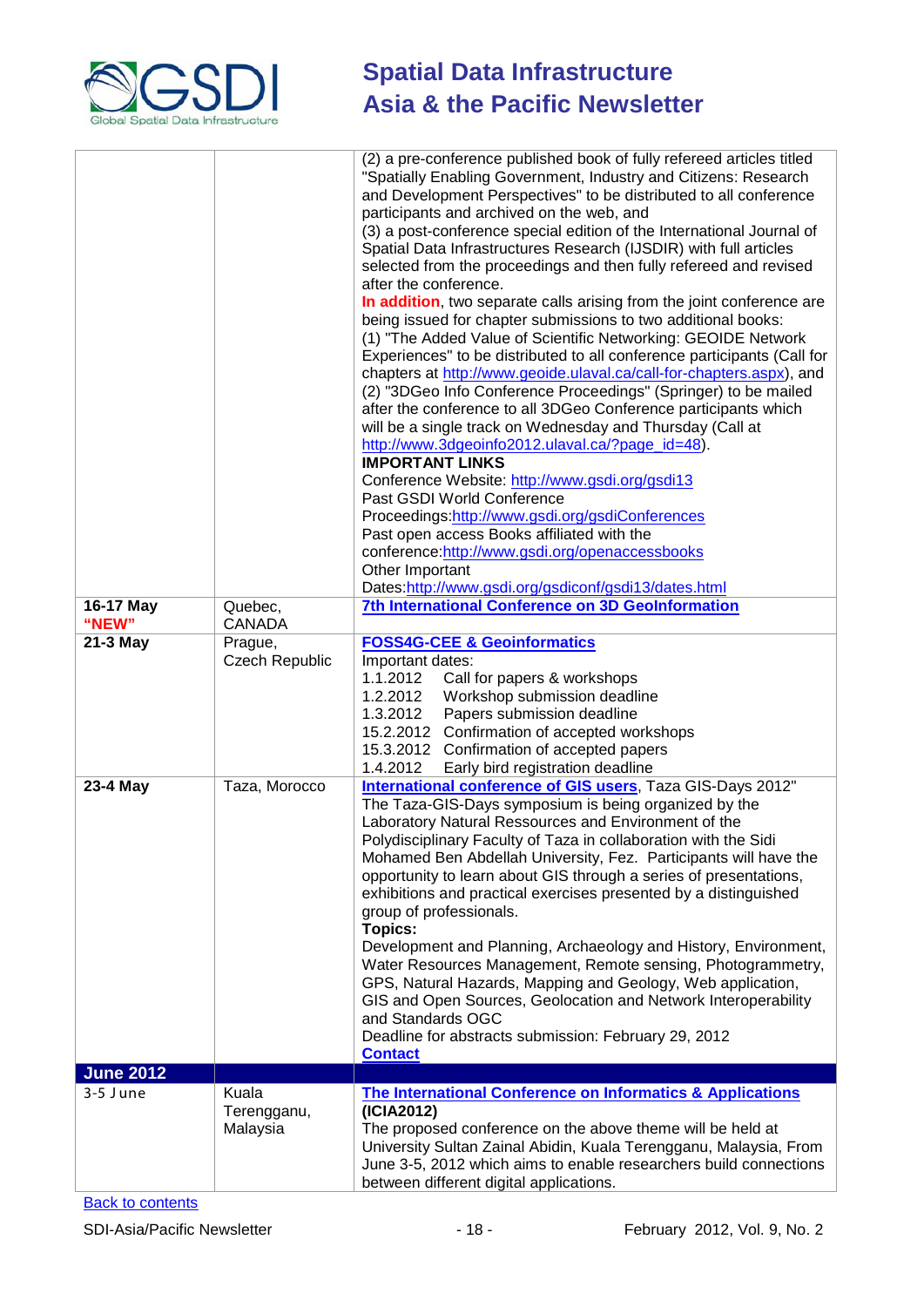| | | |
|---|---|---|
| | | (2) a pre-conference published book of fully refereed articles titled "Spatially Enabling Government, Industry and Citizens: Research and Development Perspectives" to be distributed to all conference participants and archived on the web, and<br>(3) a post-conference special edition of the International Journal of Spatial Data Infrastructures Research (IJSDIR) with full articles selected from the proceedings and then fully refereed and revised after the conference.<br>**In addition**, two separate calls arising from the joint conference are being issued for chapter submissions to two additional books:<br>(1) "The Added Value of Scientific Networking: GEOIDE Network Experiences" to be distributed to all conference participants (Call for chapters at http://www.geoide.ulaval.ca/call-for-chapters.aspx), and<br>(2) "3DGeo Info Conference Proceedings" (Springer) to be mailed after the conference to all 3DGeo Conference participants which will be a single track on Wednesday and Thursday (Call at http://www.3dgeoinfo2012.ulaval.ca/?page_id=48).<br>**IMPORTANT LINKS**<br>Conference Website: http://www.gsdi.org/gsdi13<br>Past GSDI World Conference Proceedings:http://www.gsdi.org/gsdiConferences<br>Past open access Books affiliated with the conference:http://www.gsdi.org/openaccessbooks<br>Other Important Dates:http://www.gsdi.org/gsdiconf/gsdi13/dates.html |
| **16-17 May** **"NEW"** | Quebec, CANADA | **7th International Conference on 3D GeoInformation** |
| **21-3 May** | Prague, Czech Republic | **FOSS4G-CEE & Geoinformatics**<br>Important dates:<br>1.1.2012 Call for papers & workshops<br>1.2.2012 Workshop submission deadline<br>1.3.2012 Papers submission deadline<br>15.2.2012 Confirmation of accepted workshops<br>15.3.2012 Confirmation of accepted papers<br>1.4.2012 Early bird registration deadline |
| **23-4 May** | Taza, Morocco | **International conference of GIS users**, Taza GIS-Days 2012"<br>The Taza-GIS-Days symposium is being organized by the Laboratory Natural Ressources and Environment of the Polydisciplinary Faculty of Taza in collaboration with the Sidi Mohamed Ben Abdellah University, Fez. Participants will have the opportunity to learn about GIS through a series of presentations, exhibitions and practical exercises presented by a distinguished group of professionals.<br>**Topics:**<br>Development and Planning, Archaeology and History, Environment, Water Resources Management, Remote sensing, Photogrammetry, GPS, Natural Hazards, Mapping and Geology, Web application, GIS and Open Sources, Geolocation and Network Interoperability and Standards OGC<br>Deadline for abstracts submission: February 29, 2012<br>**Contact** |
| **June 2012** | | |
| 3-5 June | Kuala Terengganu, Malaysia | **The International Conference on Informatics & Applications (ICIA2012)**<br>The proposed conference on the above theme will be held at University Sultan Zainal Abidin, Kuala Terengganu, Malaysia, From June 3-5, 2012 which aims to enable researchers build connections between different digital applications. |

Back to contents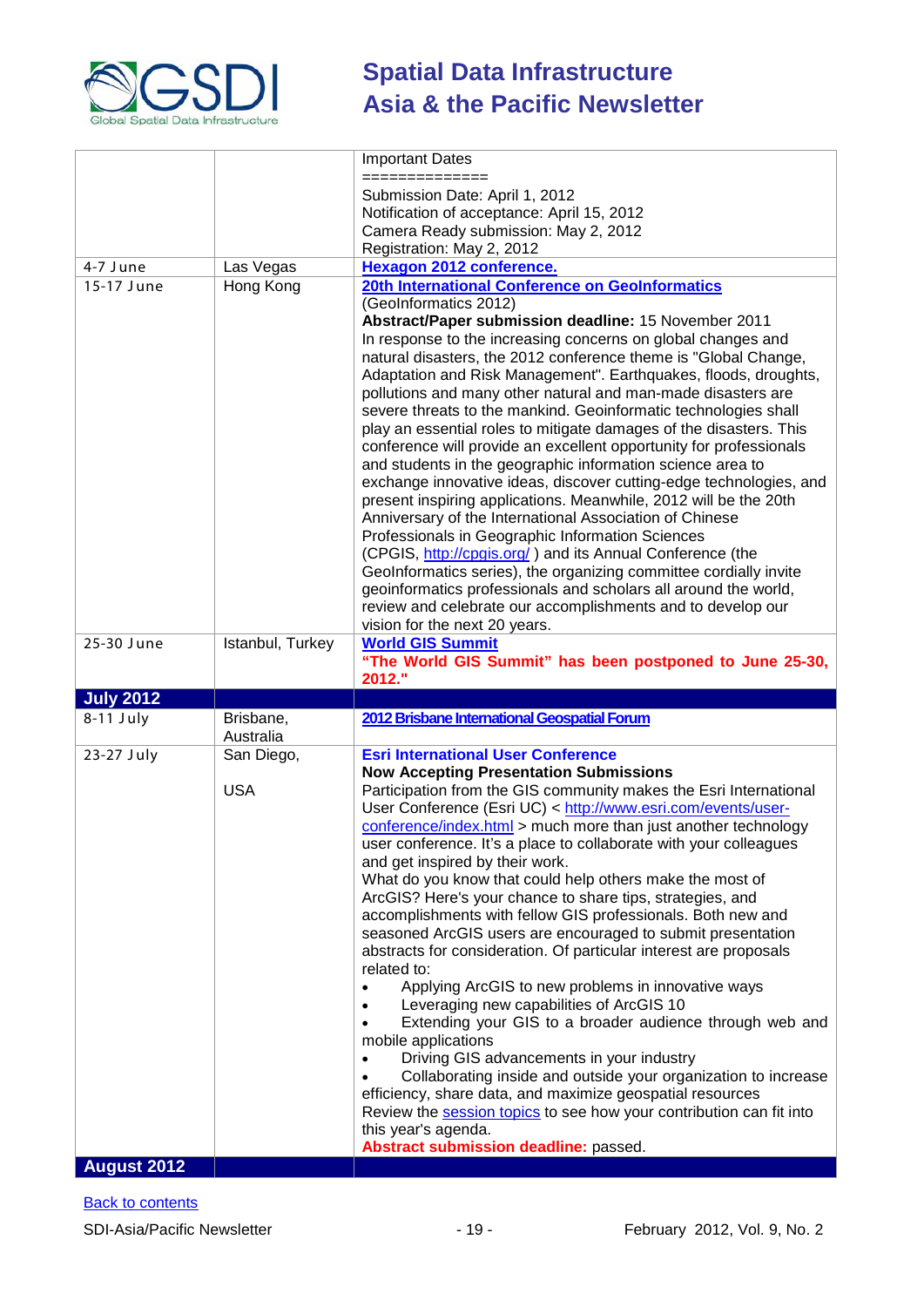| | | |
|---|---|---|
| | | Important Dates<br>==============<br>Submission Date: April 1, 2012<br>Notification of acceptance: April 15, 2012<br>Camera Ready submission: May 2, 2012<br>Registration: May 2, 2012 |
| 4-7 June | Las Vegas | **Hexagon 2012 conference.** |
| 15-17 June | Hong Kong | **20th International Conference on GeoInformatics**<br>(GeoInformatics 2012)<br>**Abstract/Paper submission deadline:** 15 November 2011<br>In response to the increasing concerns on global changes and natural disasters, the 2012 conference theme is "Global Change, Adaptation and Risk Management". Earthquakes, floods, droughts, pollutions and many other natural and man-made disasters are severe threats to the mankind. Geoinformatic technologies shall play an essential roles to mitigate damages of the disasters. This conference will provide an excellent opportunity for professionals and students in the geographic information science area to exchange innovative ideas, discover cutting-edge technologies, and present inspiring applications. Meanwhile, 2012 will be the 20th Anniversary of the International Association of Chinese Professionals in Geographic Information Sciences (CPGIS, http://cpgis.org/ ) and its Annual Conference (the GeoInformatics series), the organizing committee cordially invite geoinformatics professionals and scholars all around the world, review and celebrate our accomplishments and to develop our vision for the next 20 years. |
| 25-30 June | Istanbul, Turkey | **World GIS Summit**<br>**"The World GIS Summit" has been postponed to June 25-30, 2012."** |
| **July 2012** | | |
| 8-11 July | Brisbane, Australia | **2012 Brisbane International Geospatial Forum** |
| 23-27 July | San Diego,<br><br>USA | **Esri International User Conference**<br>**Now Accepting Presentation Submissions**<br>Participation from the GIS community makes the Esri International User Conference (Esri UC) < http://www.esri.com/events/user-conference/index.html > much more than just another technology user conference. It's a place to collaborate with your colleagues and get inspired by their work.<br>What do you know that could help others make the most of ArcGIS? Here's your chance to share tips, strategies, and accomplishments with fellow GIS professionals. Both new and seasoned ArcGIS users are encouraged to submit presentation abstracts for consideration. Of particular interest are proposals related to:<br>• Applying ArcGIS to new problems in innovative ways<br>• Leveraging new capabilities of ArcGIS 10<br>• Extending your GIS to a broader audience through web and mobile applications<br>• Driving GIS advancements in your industry<br>• Collaborating inside and outside your organization to increase efficiency, share data, and maximize geospatial resources<br>Review the session topics to see how your contribution can fit into this year's agenda.<br>**Abstract submission deadline:** passed. |
| **August 2012** | | |

Back to contents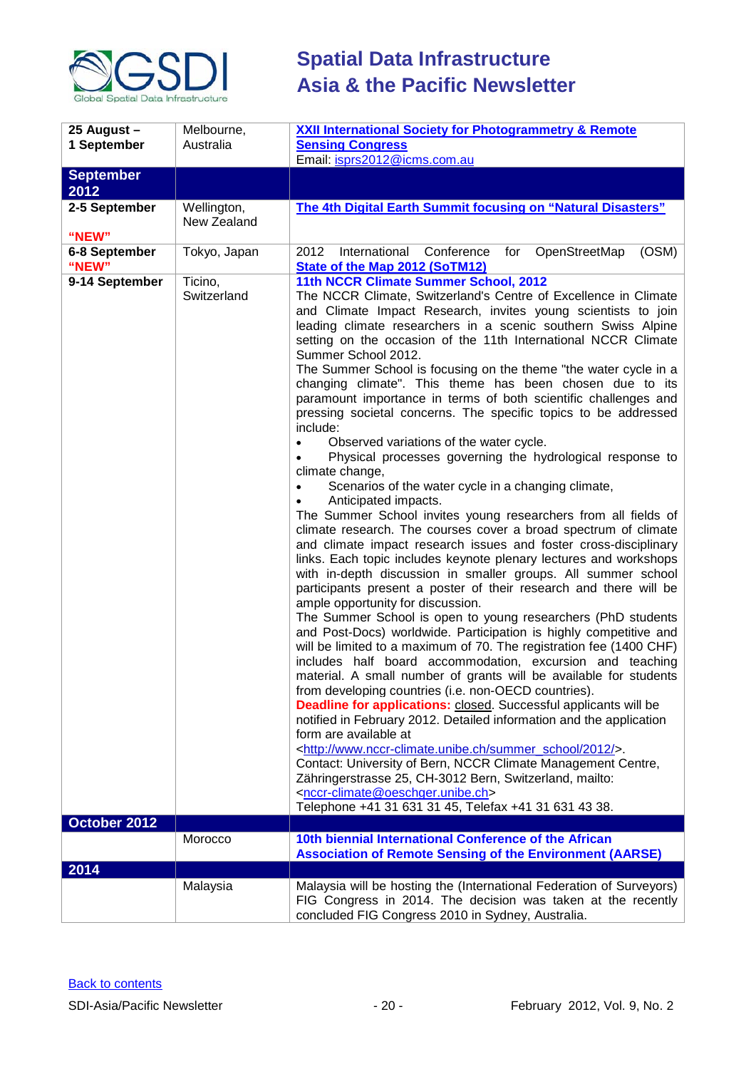| | | |
|---|---|---|
| **25 August – 1 September** | Melbourne, Australia | **XXII International Society for Photogrammetry & Remote Sensing Congress**<br>Email: isprs2012@icms.com.au |
| **September 2012** | | |
| **2-5 September**<br><br>**"NEW"** | Wellington, New Zealand | **The 4th Digital Earth Summit focusing on "Natural Disasters"** |
| **6-8 September**<br>**"NEW"** | Tokyo, Japan | 2012 International Conference for OpenStreetMap (OSM) **State of the Map 2012 (SoTM12)** |
| **9-14 September** | Ticino, Switzerland | **11th NCCR Climate Summer School, 2012**<br>The NCCR Climate, Switzerland's Centre of Excellence in Climate and Climate Impact Research, invites young scientists to join leading climate researchers in a scenic southern Swiss Alpine setting on the occasion of the 11th International NCCR Climate Summer School 2012.<br>The Summer School is focusing on the theme "the water cycle in a changing climate". This theme has been chosen due to its paramount importance in terms of both scientific challenges and pressing societal concerns. The specific topics to be addressed include:<br>• Observed variations of the water cycle.<br>• Physical processes governing the hydrological response to climate change,<br>• Scenarios of the water cycle in a changing climate,<br>• Anticipated impacts.<br>The Summer School invites young researchers from all fields of climate research. The courses cover a broad spectrum of climate and climate impact research issues and foster cross-disciplinary links. Each topic includes keynote plenary lectures and workshops with in-depth discussion in smaller groups. All summer school participants present a poster of their research and there will be ample opportunity for discussion.<br>The Summer School is open to young researchers (PhD students and Post-Docs) worldwide. Participation is highly competitive and will be limited to a maximum of 70. The registration fee (1400 CHF) includes half board accommodation, excursion and teaching material. A small number of grants will be available for students from developing countries (i.e. non-OECD countries).<br>**Deadline for applications:** closed. Successful applicants will be notified in February 2012. Detailed information and the application form are available at<br><http://www.nccr-climate.unibe.ch/summer_school/2012/>.<br>Contact: University of Bern, NCCR Climate Management Centre, Zähringerstrasse 25, CH-3012 Bern, Switzerland, mailto: <nccr-climate@oeschger.unibe.ch><br>Telephone +41 31 631 31 45, Telefax +41 31 631 43 38. |
| **October 2012** | | |
| | Morocco | **10th biennial International Conference of the African Association of Remote Sensing of the Environment (AARSE)** |
| **2014** | | |
| | Malaysia | Malaysia will be hosting the (International Federation of Surveyors) FIG Congress in 2014. The decision was taken at the recently concluded FIG Congress 2010 in Sydney, Australia. |

Back to contents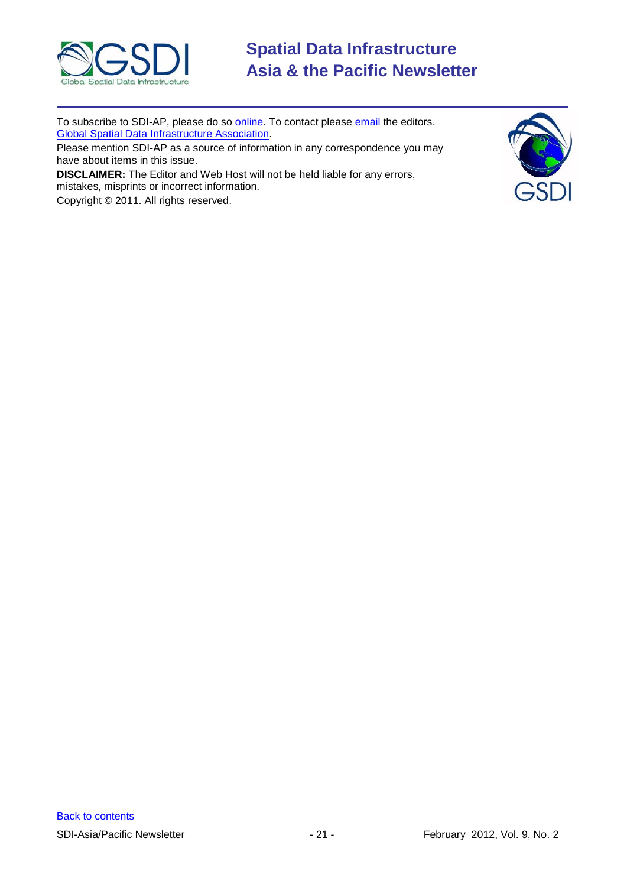To subscribe to SDI-AP, please do so online. To contact please email the editors.
Global Spatial Data Infrastructure Association.

Please mention SDI-AP as a source of information in any correspondence you may have about items in this issue.

**DISCLAIMER:** The Editor and Web Host will not be held liable for any errors, mistakes, misprints or incorrect information.

Copyright © 2011. All rights reserved.

Back to contents